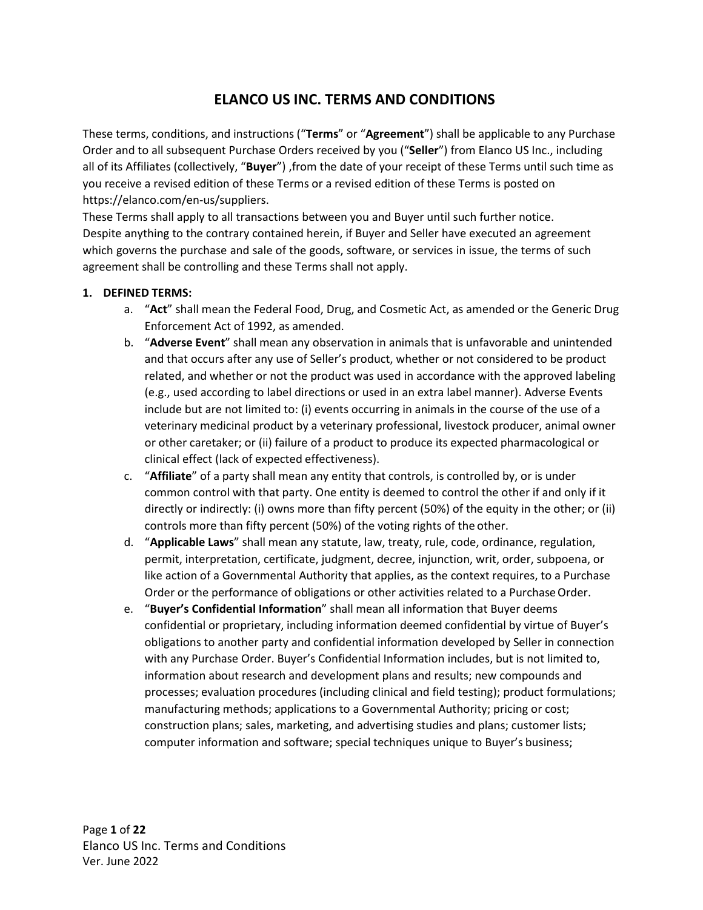# ELANCO US INC. TERMS AND CONDITIONS

These terms, conditions, and instructions ("**Terms**" or "**Agreement**") shall be applicable to any Purchase Order and to all subsequent Purchase Orders received by you ("**Seller**") from Elanco US Inc., including all of its Affiliates (collectively, "**Buyer**") ,from the date of your receipt of these Terms until such time as you receive a revised edition of these Terms or a revised edition of these Terms is posted on https://elanco.com/en-us/suppliers.

These Terms shall apply to all transactions between you and Buyer until such further notice.

Despite anything to the contrary contained herein, if Buyer and Seller have executed an agreement which governs the purchase and sale of the goods, software, or services in issue, the terms of such agreement shall be controlling and these Terms shall not apply.

**1. DEFINED TERMS:**

a. "**Act**" shall mean the Federal Food, Drug, and Cosmetic Act, as amended or the Generic Drug Enforcement Act of 1992, as amended.

b. "**Adverse Event**" shall mean any observation in animals that is unfavorable and unintended and that occurs after any use of Seller's product, whether or not considered to be product related, and whether or not the product was used in accordance with the approved labeling (e.g., used according to label directions or used in an extra label manner). Adverse Events include but are not limited to: (i) events occurring in animals in the course of the use of a veterinary medicinal product by a veterinary professional, livestock producer, animal owner or other caretaker; or (ii) failure of a product to produce its expected pharmacological or clinical effect (lack of expected effectiveness).

c. "**Affiliate**" of a party shall mean any entity that controls, is controlled by, or is under common control with that party. One entity is deemed to control the other if and only if it directly or indirectly: (i) owns more than fifty percent (50%) of the equity in the other; or (ii) controls more than fifty percent (50%) of the voting rights of the other.

d. "**Applicable Laws**" shall mean any statute, law, treaty, rule, code, ordinance, regulation, permit, interpretation, certificate, judgment, decree, injunction, writ, order, subpoena, or like action of a Governmental Authority that applies, as the context requires, to a Purchase Order or the performance of obligations or other activities related to a Purchase Order.

e. "**Buyer's Confidential Information**" shall mean all information that Buyer deems confidential or proprietary, including information deemed confidential by virtue of Buyer's obligations to another party and confidential information developed by Seller in connection with any Purchase Order. Buyer's Confidential Information includes, but is not limited to, information about research and development plans and results; new compounds and processes; evaluation procedures (including clinical and field testing); product formulations; manufacturing methods; applications to a Governmental Authority; pricing or cost; construction plans; sales, marketing, and advertising studies and plans; customer lists; computer information and software; special techniques unique to Buyer's business;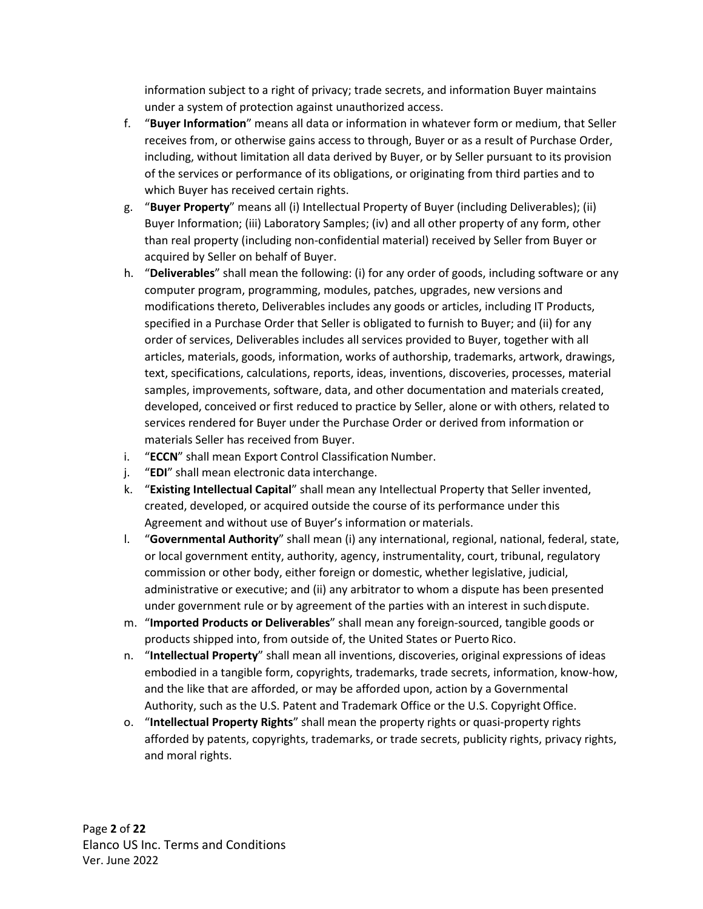information subject to a right of privacy; trade secrets, and information Buyer maintains under a system of protection against unauthorized access.

f. "**Buyer Information**" means all data or information in whatever form or medium, that Seller receives from, or otherwise gains access to through, Buyer or as a result of Purchase Order, including, without limitation all data derived by Buyer, or by Seller pursuant to its provision of the services or performance of its obligations, or originating from third parties and to which Buyer has received certain rights.

g. "**Buyer Property**" means all (i) Intellectual Property of Buyer (including Deliverables); (ii) Buyer Information; (iii) Laboratory Samples; (iv) and all other property of any form, other than real property (including non-confidential material) received by Seller from Buyer or acquired by Seller on behalf of Buyer.

h. "**Deliverables**" shall mean the following: (i) for any order of goods, including software or any computer program, programming, modules, patches, upgrades, new versions and modifications thereto, Deliverables includes any goods or articles, including IT Products, specified in a Purchase Order that Seller is obligated to furnish to Buyer; and (ii) for any order of services, Deliverables includes all services provided to Buyer, together with all articles, materials, goods, information, works of authorship, trademarks, artwork, drawings, text, specifications, calculations, reports, ideas, inventions, discoveries, processes, material samples, improvements, software, data, and other documentation and materials created, developed, conceived or first reduced to practice by Seller, alone or with others, related to services rendered for Buyer under the Purchase Order or derived from information or materials Seller has received from Buyer.

i. "**ECCN**" shall mean Export Control Classification Number.

j. "**EDI**" shall mean electronic data interchange.

k. "**Existing Intellectual Capital**" shall mean any Intellectual Property that Seller invented, created, developed, or acquired outside the course of its performance under this Agreement and without use of Buyer's information or materials.

l. "**Governmental Authority**" shall mean (i) any international, regional, national, federal, state, or local government entity, authority, agency, instrumentality, court, tribunal, regulatory commission or other body, either foreign or domestic, whether legislative, judicial, administrative or executive; and (ii) any arbitrator to whom a dispute has been presented under government rule or by agreement of the parties with an interest in such dispute.

m. "**Imported Products or Deliverables**" shall mean any foreign-sourced, tangible goods or products shipped into, from outside of, the United States or Puerto Rico.

n. "**Intellectual Property**" shall mean all inventions, discoveries, original expressions of ideas embodied in a tangible form, copyrights, trademarks, trade secrets, information, know-how, and the like that are afforded, or may be afforded upon, action by a Governmental Authority, such as the U.S. Patent and Trademark Office or the U.S. Copyright Office.

o. "**Intellectual Property Rights**" shall mean the property rights or quasi-property rights afforded by patents, copyrights, trademarks, or trade secrets, publicity rights, privacy rights, and moral rights.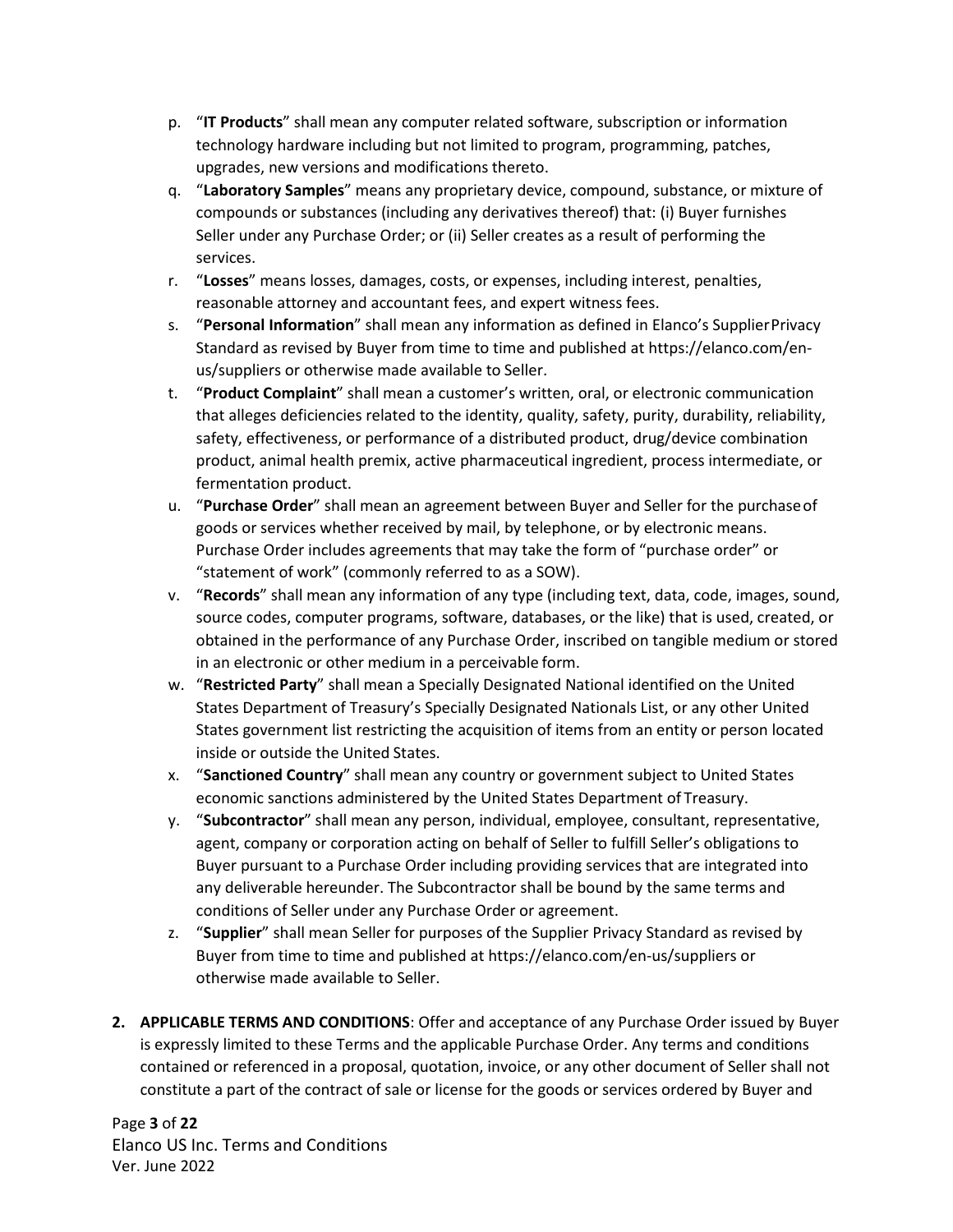p. "**IT Products**" shall mean any computer related software, subscription or information technology hardware including but not limited to program, programming, patches, upgrades, new versions and modifications thereto.

q. "**Laboratory Samples**" means any proprietary device, compound, substance, or mixture of compounds or substances (including any derivatives thereof) that: (i) Buyer furnishes Seller under any Purchase Order; or (ii) Seller creates as a result of performing the services.

r. "**Losses**" means losses, damages, costs, or expenses, including interest, penalties, reasonable attorney and accountant fees, and expert witness fees.

s. "**Personal Information**" shall mean any information as defined in Elanco's Supplier Privacy Standard as revised by Buyer from time to time and published at https://elanco.com/en-us/suppliers or otherwise made available to Seller.

t. "**Product Complaint**" shall mean a customer's written, oral, or electronic communication that alleges deficiencies related to the identity, quality, safety, purity, durability, reliability, safety, effectiveness, or performance of a distributed product, drug/device combination product, animal health premix, active pharmaceutical ingredient, process intermediate, or fermentation product.

u. "**Purchase Order**" shall mean an agreement between Buyer and Seller for the purchase of goods or services whether received by mail, by telephone, or by electronic means. Purchase Order includes agreements that may take the form of "purchase order" or "statement of work" (commonly referred to as a SOW).

v. "**Records**" shall mean any information of any type (including text, data, code, images, sound, source codes, computer programs, software, databases, or the like) that is used, created, or obtained in the performance of any Purchase Order, inscribed on tangible medium or stored in an electronic or other medium in a perceivable form.

w. "**Restricted Party**" shall mean a Specially Designated National identified on the United States Department of Treasury's Specially Designated Nationals List, or any other United States government list restricting the acquisition of items from an entity or person located inside or outside the United States.

x. "**Sanctioned Country**" shall mean any country or government subject to United States economic sanctions administered by the United States Department of Treasury.

y. "**Subcontractor**" shall mean any person, individual, employee, consultant, representative, agent, company or corporation acting on behalf of Seller to fulfill Seller's obligations to Buyer pursuant to a Purchase Order including providing services that are integrated into any deliverable hereunder. The Subcontractor shall be bound by the same terms and conditions of Seller under any Purchase Order or agreement.

z. "**Supplier**" shall mean Seller for purposes of the Supplier Privacy Standard as revised by Buyer from time to time and published at https://elanco.com/en-us/suppliers or otherwise made available to Seller.

2. **APPLICABLE TERMS AND CONDITIONS**: Offer and acceptance of any Purchase Order issued by Buyer is expressly limited to these Terms and the applicable Purchase Order. Any terms and conditions contained or referenced in a proposal, quotation, invoice, or any other document of Seller shall not constitute a part of the contract of sale or license for the goods or services ordered by Buyer and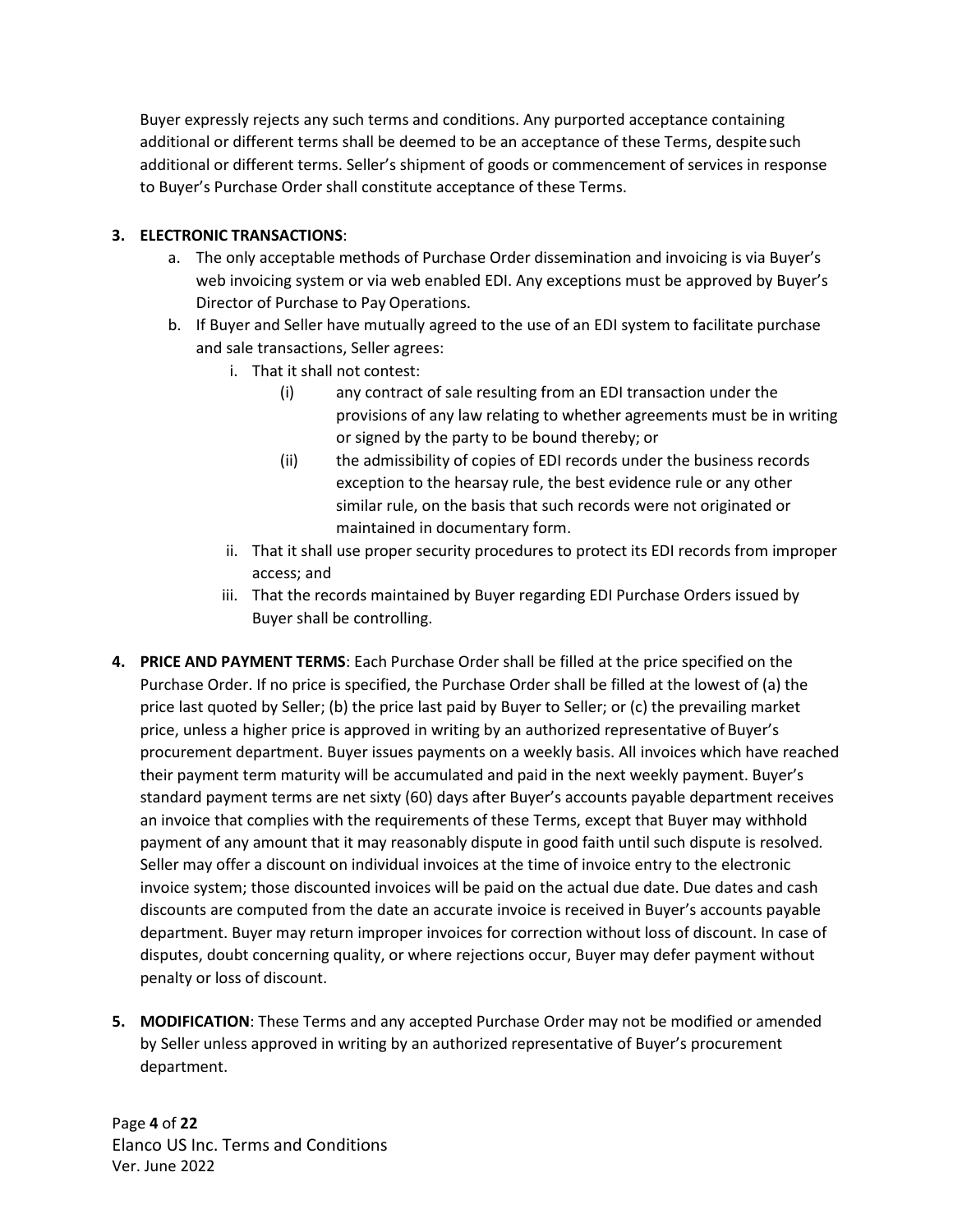Buyer expressly rejects any such terms and conditions. Any purported acceptance containing additional or different terms shall be deemed to be an acceptance of these Terms, despite such additional or different terms. Seller's shipment of goods or commencement of services in response to Buyer's Purchase Order shall constitute acceptance of these Terms.

3. **ELECTRONIC TRANSACTIONS**:
   a. The only acceptable methods of Purchase Order dissemination and invoicing is via Buyer's web invoicing system or via web enabled EDI. Any exceptions must be approved by Buyer's Director of Purchase to Pay Operations.
   b. If Buyer and Seller have mutually agreed to the use of an EDI system to facilitate purchase and sale transactions, Seller agrees:
      i. That it shall not contest:
         (i) any contract of sale resulting from an EDI transaction under the provisions of any law relating to whether agreements must be in writing or signed by the party to be bound thereby; or
         (ii) the admissibility of copies of EDI records under the business records exception to the hearsay rule, the best evidence rule or any other similar rule, on the basis that such records were not originated or maintained in documentary form.
      ii. That it shall use proper security procedures to protect its EDI records from improper access; and
      iii. That the records maintained by Buyer regarding EDI Purchase Orders issued by Buyer shall be controlling.

4. **PRICE AND PAYMENT TERMS**: Each Purchase Order shall be filled at the price specified on the Purchase Order. If no price is specified, the Purchase Order shall be filled at the lowest of (a) the price last quoted by Seller; (b) the price last paid by Buyer to Seller; or (c) the prevailing market price, unless a higher price is approved in writing by an authorized representative of Buyer's procurement department. Buyer issues payments on a weekly basis. All invoices which have reached their payment term maturity will be accumulated and paid in the next weekly payment. Buyer's standard payment terms are net sixty (60) days after Buyer's accounts payable department receives an invoice that complies with the requirements of these Terms, except that Buyer may withhold payment of any amount that it may reasonably dispute in good faith until such dispute is resolved. Seller may offer a discount on individual invoices at the time of invoice entry to the electronic invoice system; those discounted invoices will be paid on the actual due date. Due dates and cash discounts are computed from the date an accurate invoice is received in Buyer's accounts payable department. Buyer may return improper invoices for correction without loss of discount. In case of disputes, doubt concerning quality, or where rejections occur, Buyer may defer payment without penalty or loss of discount.

5. **MODIFICATION**: These Terms and any accepted Purchase Order may not be modified or amended by Seller unless approved in writing by an authorized representative of Buyer's procurement department.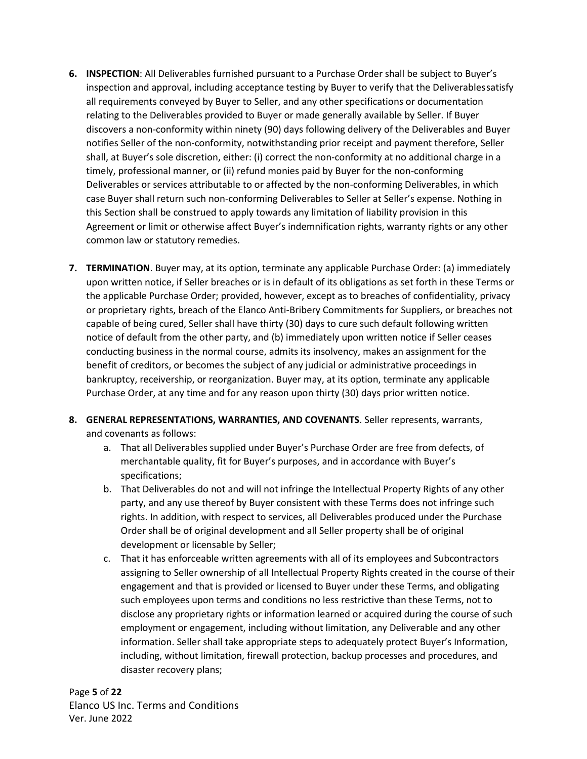6. **INSPECTION**: All Deliverables furnished pursuant to a Purchase Order shall be subject to Buyer's inspection and approval, including acceptance testing by Buyer to verify that the Deliverablessatisfy all requirements conveyed by Buyer to Seller, and any other specifications or documentation relating to the Deliverables provided to Buyer or made generally available by Seller. If Buyer discovers a non-conformity within ninety (90) days following delivery of the Deliverables and Buyer notifies Seller of the non-conformity, notwithstanding prior receipt and payment therefore, Seller shall, at Buyer's sole discretion, either: (i) correct the non-conformity at no additional charge in a timely, professional manner, or (ii) refund monies paid by Buyer for the non-conforming Deliverables or services attributable to or affected by the non-conforming Deliverables, in which case Buyer shall return such non-conforming Deliverables to Seller at Seller's expense. Nothing in this Section shall be construed to apply towards any limitation of liability provision in this Agreement or limit or otherwise affect Buyer's indemnification rights, warranty rights or any other common law or statutory remedies.

7. **TERMINATION**. Buyer may, at its option, terminate any applicable Purchase Order: (a) immediately upon written notice, if Seller breaches or is in default of its obligations as set forth in these Terms or the applicable Purchase Order; provided, however, except as to breaches of confidentiality, privacy or proprietary rights, breach of the Elanco Anti-Bribery Commitments for Suppliers, or breaches not capable of being cured, Seller shall have thirty (30) days to cure such default following written notice of default from the other party, and (b) immediately upon written notice if Seller ceases conducting business in the normal course, admits its insolvency, makes an assignment for the benefit of creditors, or becomes the subject of any judicial or administrative proceedings in bankruptcy, receivership, or reorganization. Buyer may, at its option, terminate any applicable Purchase Order, at any time and for any reason upon thirty (30) days prior written notice.

8. **GENERAL REPRESENTATIONS, WARRANTIES, AND COVENANTS**. Seller represents, warrants, and covenants as follows:
   a. That all Deliverables supplied under Buyer's Purchase Order are free from defects, of merchantable quality, fit for Buyer's purposes, and in accordance with Buyer's specifications;
   b. That Deliverables do not and will not infringe the Intellectual Property Rights of any other party, and any use thereof by Buyer consistent with these Terms does not infringe such rights. In addition, with respect to services, all Deliverables produced under the Purchase Order shall be of original development and all Seller property shall be of original development or licensable by Seller;
   c. That it has enforceable written agreements with all of its employees and Subcontractors assigning to Seller ownership of all Intellectual Property Rights created in the course of their engagement and that is provided or licensed to Buyer under these Terms, and obligating such employees upon terms and conditions no less restrictive than these Terms, not to disclose any proprietary rights or information learned or acquired during the course of such employment or engagement, including without limitation, any Deliverable and any other information. Seller shall take appropriate steps to adequately protect Buyer's Information, including, without limitation, firewall protection, backup processes and procedures, and disaster recovery plans;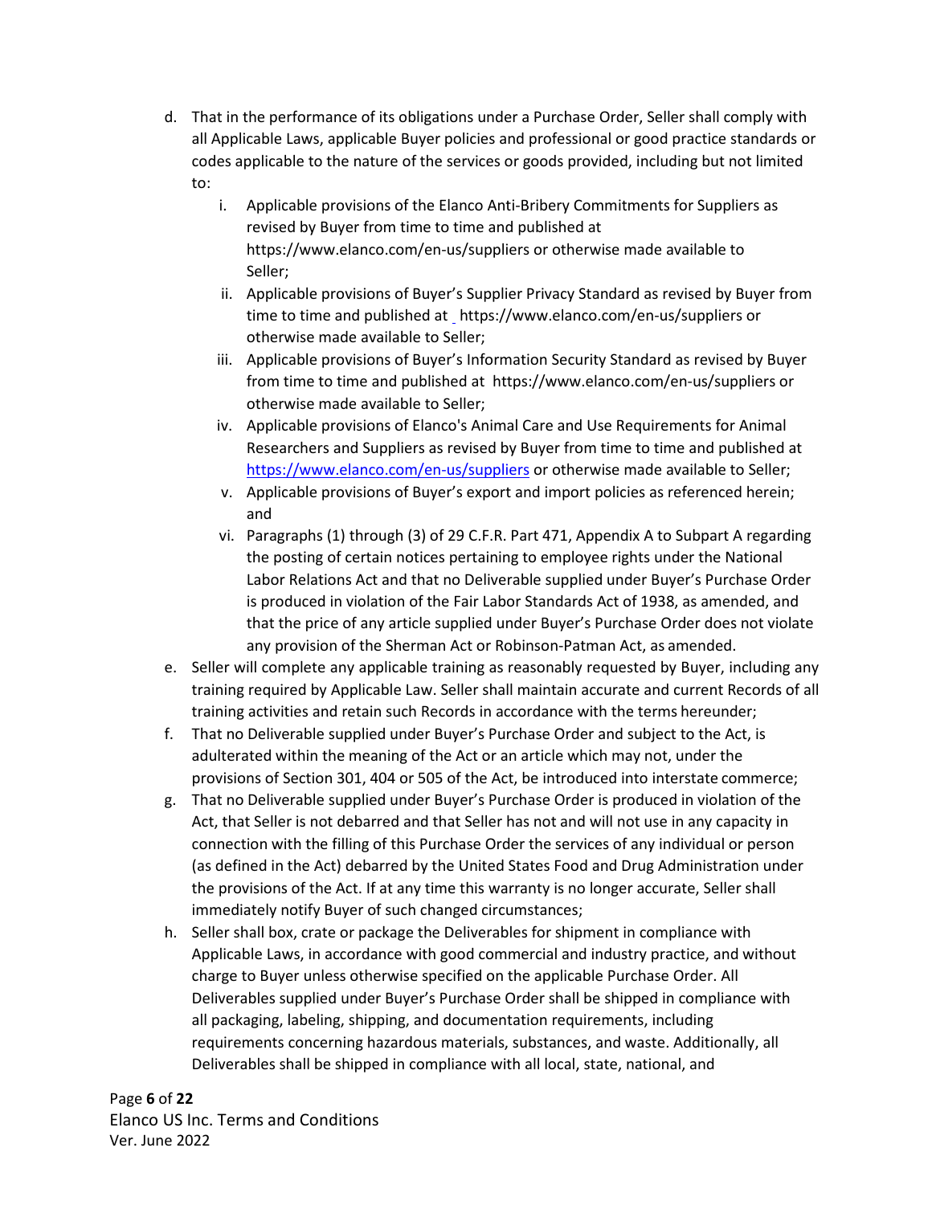d. That in the performance of its obligations under a Purchase Order, Seller shall comply with all Applicable Laws, applicable Buyer policies and professional or good practice standards or codes applicable to the nature of the services or goods provided, including but not limited to:

   i. Applicable provisions of the Elanco Anti-Bribery Commitments for Suppliers as revised by Buyer from time to time and published at https://www.elanco.com/en-us/suppliers or otherwise made available to Seller;

   ii. Applicable provisions of Buyer's Supplier Privacy Standard as revised by Buyer from time to time and published at https://www.elanco.com/en-us/suppliers or otherwise made available to Seller;

   iii. Applicable provisions of Buyer's Information Security Standard as revised by Buyer from time to time and published at https://www.elanco.com/en-us/suppliers or otherwise made available to Seller;

   iv. Applicable provisions of Elanco's Animal Care and Use Requirements for Animal Researchers and Suppliers as revised by Buyer from time to time and published at https://www.elanco.com/en-us/suppliers or otherwise made available to Seller;

   v. Applicable provisions of Buyer's export and import policies as referenced herein; and

   vi. Paragraphs (1) through (3) of 29 C.F.R. Part 471, Appendix A to Subpart A regarding the posting of certain notices pertaining to employee rights under the National Labor Relations Act and that no Deliverable supplied under Buyer's Purchase Order is produced in violation of the Fair Labor Standards Act of 1938, as amended, and that the price of any article supplied under Buyer's Purchase Order does not violate any provision of the Sherman Act or Robinson-Patman Act, as amended.

e. Seller will complete any applicable training as reasonably requested by Buyer, including any training required by Applicable Law. Seller shall maintain accurate and current Records of all training activities and retain such Records in accordance with the terms hereunder;

f. That no Deliverable supplied under Buyer's Purchase Order and subject to the Act, is adulterated within the meaning of the Act or an article which may not, under the provisions of Section 301, 404 or 505 of the Act, be introduced into interstate commerce;

g. That no Deliverable supplied under Buyer's Purchase Order is produced in violation of the Act, that Seller is not debarred and that Seller has not and will not use in any capacity in connection with the filling of this Purchase Order the services of any individual or person (as defined in the Act) debarred by the United States Food and Drug Administration under the provisions of the Act. If at any time this warranty is no longer accurate, Seller shall immediately notify Buyer of such changed circumstances;

h. Seller shall box, crate or package the Deliverables for shipment in compliance with Applicable Laws, in accordance with good commercial and industry practice, and without charge to Buyer unless otherwise specified on the applicable Purchase Order. All Deliverables supplied under Buyer's Purchase Order shall be shipped in compliance with all packaging, labeling, shipping, and documentation requirements, including requirements concerning hazardous materials, substances, and waste. Additionally, all Deliverables shall be shipped in compliance with all local, state, national, and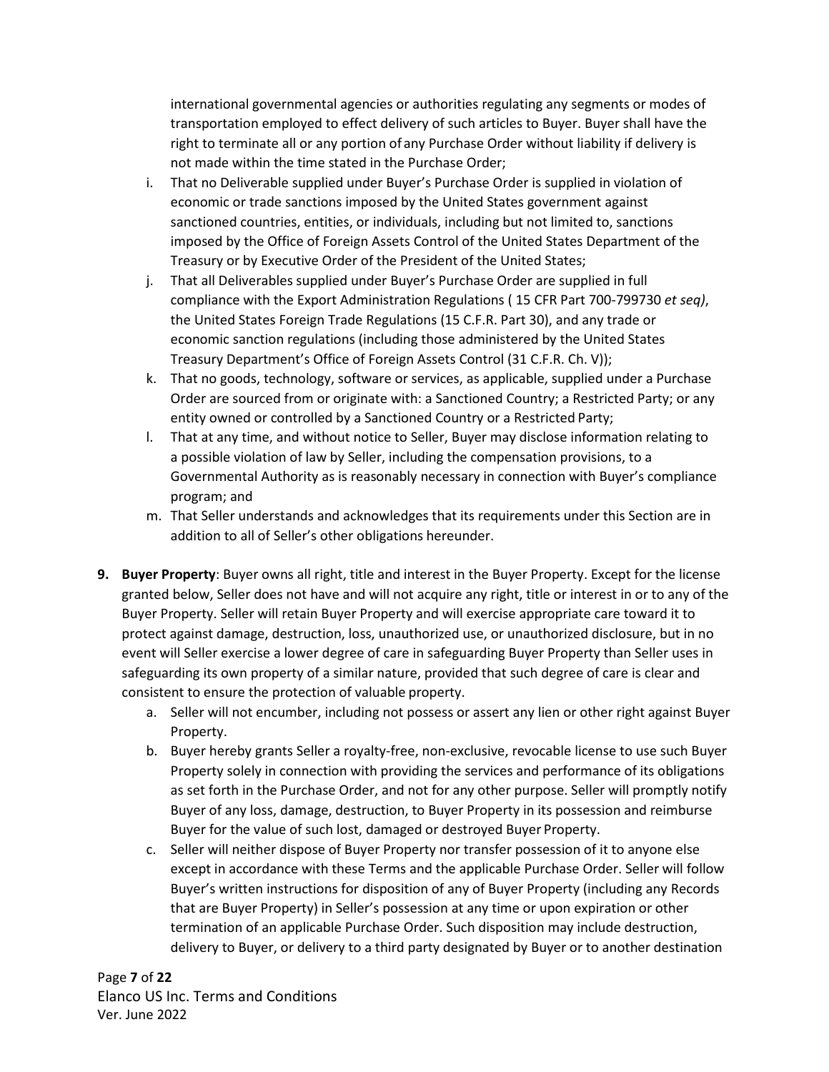international governmental agencies or authorities regulating any segments or modes of transportation employed to effect delivery of such articles to Buyer. Buyer shall have the right to terminate all or any portion of any Purchase Order without liability if delivery is not made within the time stated in the Purchase Order;

i. That no Deliverable supplied under Buyer's Purchase Order is supplied in violation of economic or trade sanctions imposed by the United States government against sanctioned countries, entities, or individuals, including but not limited to, sanctions imposed by the Office of Foreign Assets Control of the United States Department of the Treasury or by Executive Order of the President of the United States;

j. That all Deliverables supplied under Buyer's Purchase Order are supplied in full compliance with the Export Administration Regulations ( 15 CFR Part 700-799730 *et seq)*, the United States Foreign Trade Regulations (15 C.F.R. Part 30), and any trade or economic sanction regulations (including those administered by the United States Treasury Department's Office of Foreign Assets Control (31 C.F.R. Ch. V));

k. That no goods, technology, software or services, as applicable, supplied under a Purchase Order are sourced from or originate with: a Sanctioned Country; a Restricted Party; or any entity owned or controlled by a Sanctioned Country or a Restricted Party;

l. That at any time, and without notice to Seller, Buyer may disclose information relating to a possible violation of law by Seller, including the compensation provisions, to a Governmental Authority as is reasonably necessary in connection with Buyer's compliance program; and

m. That Seller understands and acknowledges that its requirements under this Section are in addition to all of Seller's other obligations hereunder.

**9. Buyer Property**: Buyer owns all right, title and interest in the Buyer Property. Except for the license granted below, Seller does not have and will not acquire any right, title or interest in or to any of the Buyer Property. Seller will retain Buyer Property and will exercise appropriate care toward it to protect against damage, destruction, loss, unauthorized use, or unauthorized disclosure, but in no event will Seller exercise a lower degree of care in safeguarding Buyer Property than Seller uses in safeguarding its own property of a similar nature, provided that such degree of care is clear and consistent to ensure the protection of valuable property.

a. Seller will not encumber, including not possess or assert any lien or other right against Buyer Property.

b. Buyer hereby grants Seller a royalty-free, non-exclusive, revocable license to use such Buyer Property solely in connection with providing the services and performance of its obligations as set forth in the Purchase Order, and not for any other purpose. Seller will promptly notify Buyer of any loss, damage, destruction, to Buyer Property in its possession and reimburse Buyer for the value of such lost, damaged or destroyed Buyer Property.

c. Seller will neither dispose of Buyer Property nor transfer possession of it to anyone else except in accordance with these Terms and the applicable Purchase Order. Seller will follow Buyer's written instructions for disposition of any of Buyer Property (including any Records that are Buyer Property) in Seller's possession at any time or upon expiration or other termination of an applicable Purchase Order. Such disposition may include destruction, delivery to Buyer, or delivery to a third party designated by Buyer or to another destination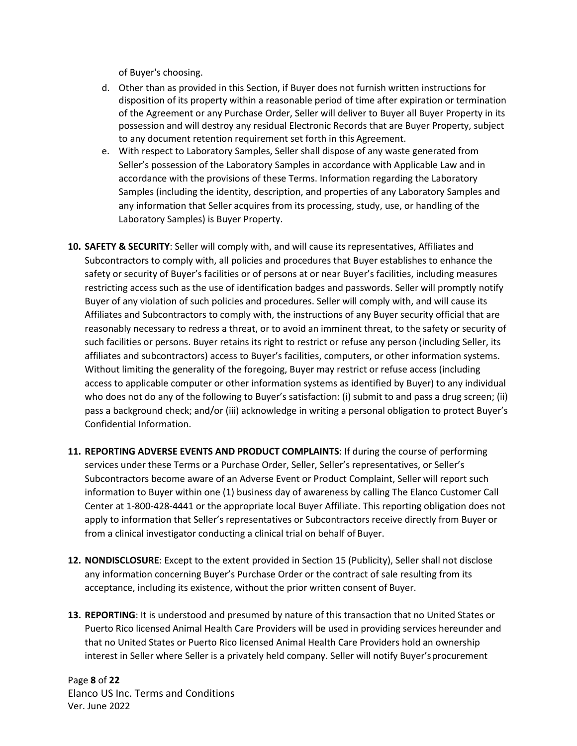of Buyer's choosing.

d. Other than as provided in this Section, if Buyer does not furnish written instructions for disposition of its property within a reasonable period of time after expiration or termination of the Agreement or any Purchase Order, Seller will deliver to Buyer all Buyer Property in its possession and will destroy any residual Electronic Records that are Buyer Property, subject to any document retention requirement set forth in this Agreement.

e. With respect to Laboratory Samples, Seller shall dispose of any waste generated from Seller's possession of the Laboratory Samples in accordance with Applicable Law and in accordance with the provisions of these Terms. Information regarding the Laboratory Samples (including the identity, description, and properties of any Laboratory Samples and any information that Seller acquires from its processing, study, use, or handling of the Laboratory Samples) is Buyer Property.

**10. SAFETY & SECURITY**: Seller will comply with, and will cause its representatives, Affiliates and Subcontractors to comply with, all policies and procedures that Buyer establishes to enhance the safety or security of Buyer's facilities or of persons at or near Buyer's facilities, including measures restricting access such as the use of identification badges and passwords. Seller will promptly notify Buyer of any violation of such policies and procedures. Seller will comply with, and will cause its Affiliates and Subcontractors to comply with, the instructions of any Buyer security official that are reasonably necessary to redress a threat, or to avoid an imminent threat, to the safety or security of such facilities or persons. Buyer retains its right to restrict or refuse any person (including Seller, its affiliates and subcontractors) access to Buyer's facilities, computers, or other information systems. Without limiting the generality of the foregoing, Buyer may restrict or refuse access (including access to applicable computer or other information systems as identified by Buyer) to any individual who does not do any of the following to Buyer's satisfaction: (i) submit to and pass a drug screen; (ii) pass a background check; and/or (iii) acknowledge in writing a personal obligation to protect Buyer's Confidential Information.

**11. REPORTING ADVERSE EVENTS AND PRODUCT COMPLAINTS**: If during the course of performing services under these Terms or a Purchase Order, Seller, Seller's representatives, or Seller's Subcontractors become aware of an Adverse Event or Product Complaint, Seller will report such information to Buyer within one (1) business day of awareness by calling The Elanco Customer Call Center at 1-800-428-4441 or the appropriate local Buyer Affiliate. This reporting obligation does not apply to information that Seller's representatives or Subcontractors receive directly from Buyer or from a clinical investigator conducting a clinical trial on behalf of Buyer.

**12. NONDISCLOSURE**: Except to the extent provided in Section 15 (Publicity), Seller shall not disclose any information concerning Buyer's Purchase Order or the contract of sale resulting from its acceptance, including its existence, without the prior written consent of Buyer.

**13. REPORTING**: It is understood and presumed by nature of this transaction that no United States or Puerto Rico licensed Animal Health Care Providers will be used in providing services hereunder and that no United States or Puerto Rico licensed Animal Health Care Providers hold an ownership interest in Seller where Seller is a privately held company. Seller will notify Buyer's procurement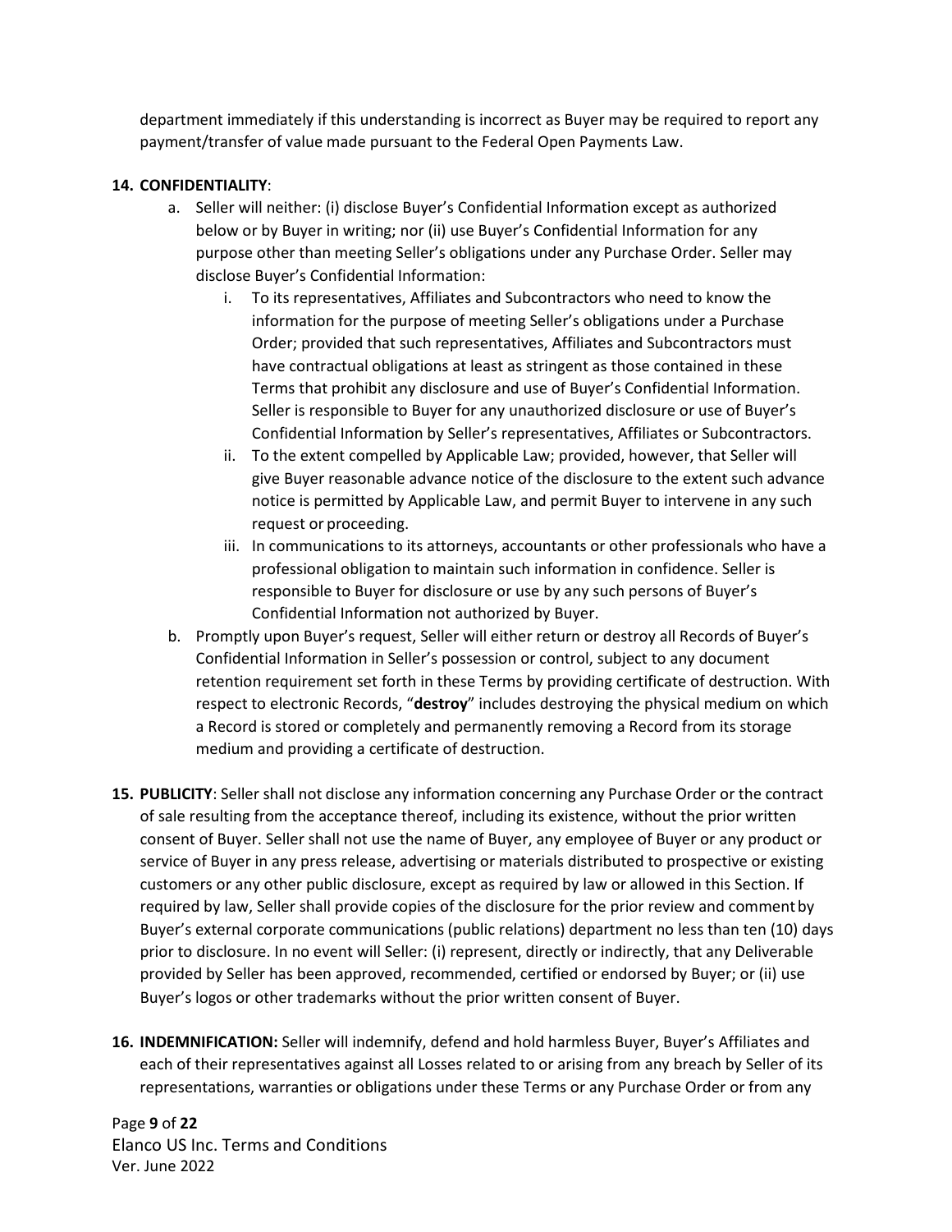department immediately if this understanding is incorrect as Buyer may be required to report any payment/transfer of value made pursuant to the Federal Open Payments Law.

**14. CONFIDENTIALITY**:

a. Seller will neither: (i) disclose Buyer's Confidential Information except as authorized below or by Buyer in writing; nor (ii) use Buyer's Confidential Information for any purpose other than meeting Seller's obligations under any Purchase Order. Seller may disclose Buyer's Confidential Information:

   i. To its representatives, Affiliates and Subcontractors who need to know the information for the purpose of meeting Seller's obligations under a Purchase Order; provided that such representatives, Affiliates and Subcontractors must have contractual obligations at least as stringent as those contained in these Terms that prohibit any disclosure and use of Buyer's Confidential Information. Seller is responsible to Buyer for any unauthorized disclosure or use of Buyer's Confidential Information by Seller's representatives, Affiliates or Subcontractors.

   ii. To the extent compelled by Applicable Law; provided, however, that Seller will give Buyer reasonable advance notice of the disclosure to the extent such advance notice is permitted by Applicable Law, and permit Buyer to intervene in any such request or proceeding.

   iii. In communications to its attorneys, accountants or other professionals who have a professional obligation to maintain such information in confidence. Seller is responsible to Buyer for disclosure or use by any such persons of Buyer's Confidential Information not authorized by Buyer.

b. Promptly upon Buyer's request, Seller will either return or destroy all Records of Buyer's Confidential Information in Seller's possession or control, subject to any document retention requirement set forth in these Terms by providing certificate of destruction. With respect to electronic Records, "**destroy**" includes destroying the physical medium on which a Record is stored or completely and permanently removing a Record from its storage medium and providing a certificate of destruction.

**15. PUBLICITY**: Seller shall not disclose any information concerning any Purchase Order or the contract of sale resulting from the acceptance thereof, including its existence, without the prior written consent of Buyer. Seller shall not use the name of Buyer, any employee of Buyer or any product or service of Buyer in any press release, advertising or materials distributed to prospective or existing customers or any other public disclosure, except as required by law or allowed in this Section. If required by law, Seller shall provide copies of the disclosure for the prior review and comment by Buyer's external corporate communications (public relations) department no less than ten (10) days prior to disclosure. In no event will Seller: (i) represent, directly or indirectly, that any Deliverable provided by Seller has been approved, recommended, certified or endorsed by Buyer; or (ii) use Buyer's logos or other trademarks without the prior written consent of Buyer.

**16. INDEMNIFICATION:** Seller will indemnify, defend and hold harmless Buyer, Buyer's Affiliates and each of their representatives against all Losses related to or arising from any breach by Seller of its representations, warranties or obligations under these Terms or any Purchase Order or from any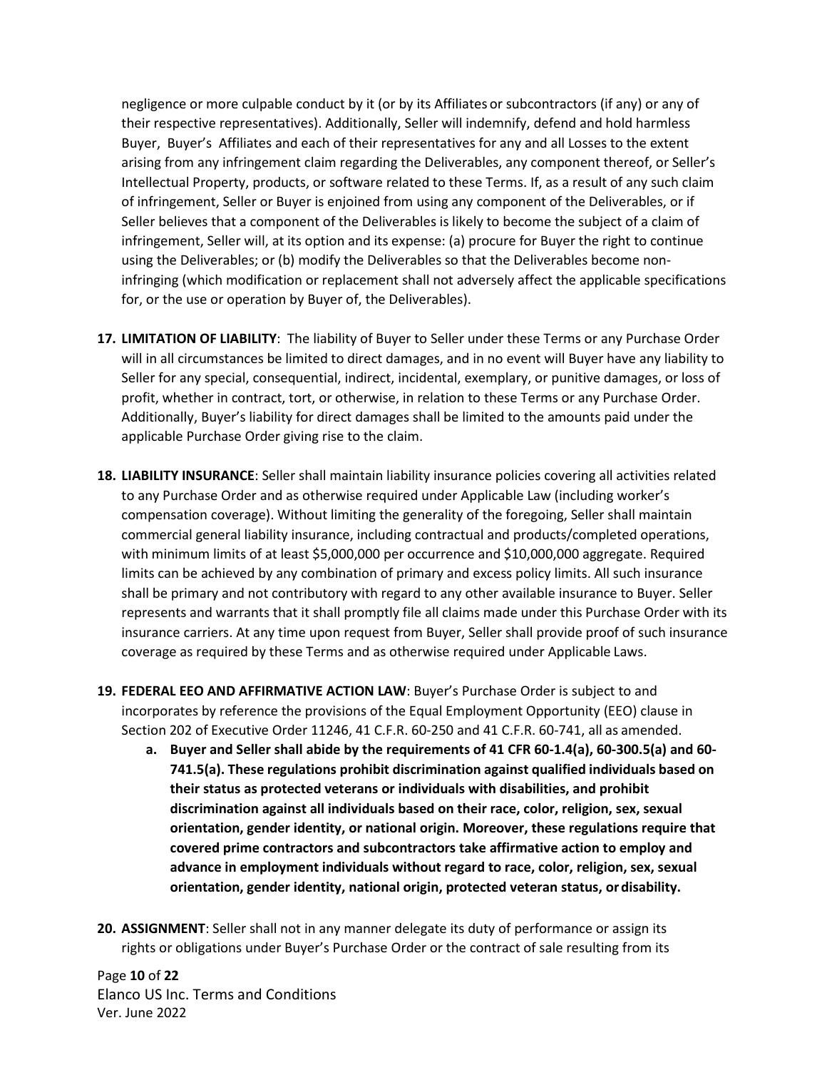negligence or more culpable conduct by it (or by its Affiliates or subcontractors (if any) or any of their respective representatives). Additionally, Seller will indemnify, defend and hold harmless Buyer, Buyer's Affiliates and each of their representatives for any and all Losses to the extent arising from any infringement claim regarding the Deliverables, any component thereof, or Seller's Intellectual Property, products, or software related to these Terms. If, as a result of any such claim of infringement, Seller or Buyer is enjoined from using any component of the Deliverables, or if Seller believes that a component of the Deliverables is likely to become the subject of a claim of infringement, Seller will, at its option and its expense: (a) procure for Buyer the right to continue using the Deliverables; or (b) modify the Deliverables so that the Deliverables become non-infringing (which modification or replacement shall not adversely affect the applicable specifications for, or the use or operation by Buyer of, the Deliverables).

17. **LIMITATION OF LIABILITY**: The liability of Buyer to Seller under these Terms or any Purchase Order will in all circumstances be limited to direct damages, and in no event will Buyer have any liability to Seller for any special, consequential, indirect, incidental, exemplary, or punitive damages, or loss of profit, whether in contract, tort, or otherwise, in relation to these Terms or any Purchase Order. Additionally, Buyer's liability for direct damages shall be limited to the amounts paid under the applicable Purchase Order giving rise to the claim.

18. **LIABILITY INSURANCE**: Seller shall maintain liability insurance policies covering all activities related to any Purchase Order and as otherwise required under Applicable Law (including worker's compensation coverage). Without limiting the generality of the foregoing, Seller shall maintain commercial general liability insurance, including contractual and products/completed operations, with minimum limits of at least $5,000,000 per occurrence and $10,000,000 aggregate. Required limits can be achieved by any combination of primary and excess policy limits. All such insurance shall be primary and not contributory with regard to any other available insurance to Buyer. Seller represents and warrants that it shall promptly file all claims made under this Purchase Order with its insurance carriers. At any time upon request from Buyer, Seller shall provide proof of such insurance coverage as required by these Terms and as otherwise required under Applicable Laws.

19. **FEDERAL EEO AND AFFIRMATIVE ACTION LAW**: Buyer's Purchase Order is subject to and incorporates by reference the provisions of the Equal Employment Opportunity (EEO) clause in Section 202 of Executive Order 11246, 41 C.F.R. 60-250 and 41 C.F.R. 60-741, all as amended.
    a. **Buyer and Seller shall abide by the requirements of 41 CFR 60-1.4(a), 60-300.5(a) and 60-741.5(a). These regulations prohibit discrimination against qualified individuals based on their status as protected veterans or individuals with disabilities, and prohibit discrimination against all individuals based on their race, color, religion, sex, sexual orientation, gender identity, or national origin. Moreover, these regulations require that covered prime contractors and subcontractors take affirmative action to employ and advance in employment individuals without regard to race, color, religion, sex, sexual orientation, gender identity, national origin, protected veteran status, or disability.**

20. **ASSIGNMENT**: Seller shall not in any manner delegate its duty of performance or assign its rights or obligations under Buyer's Purchase Order or the contract of sale resulting from its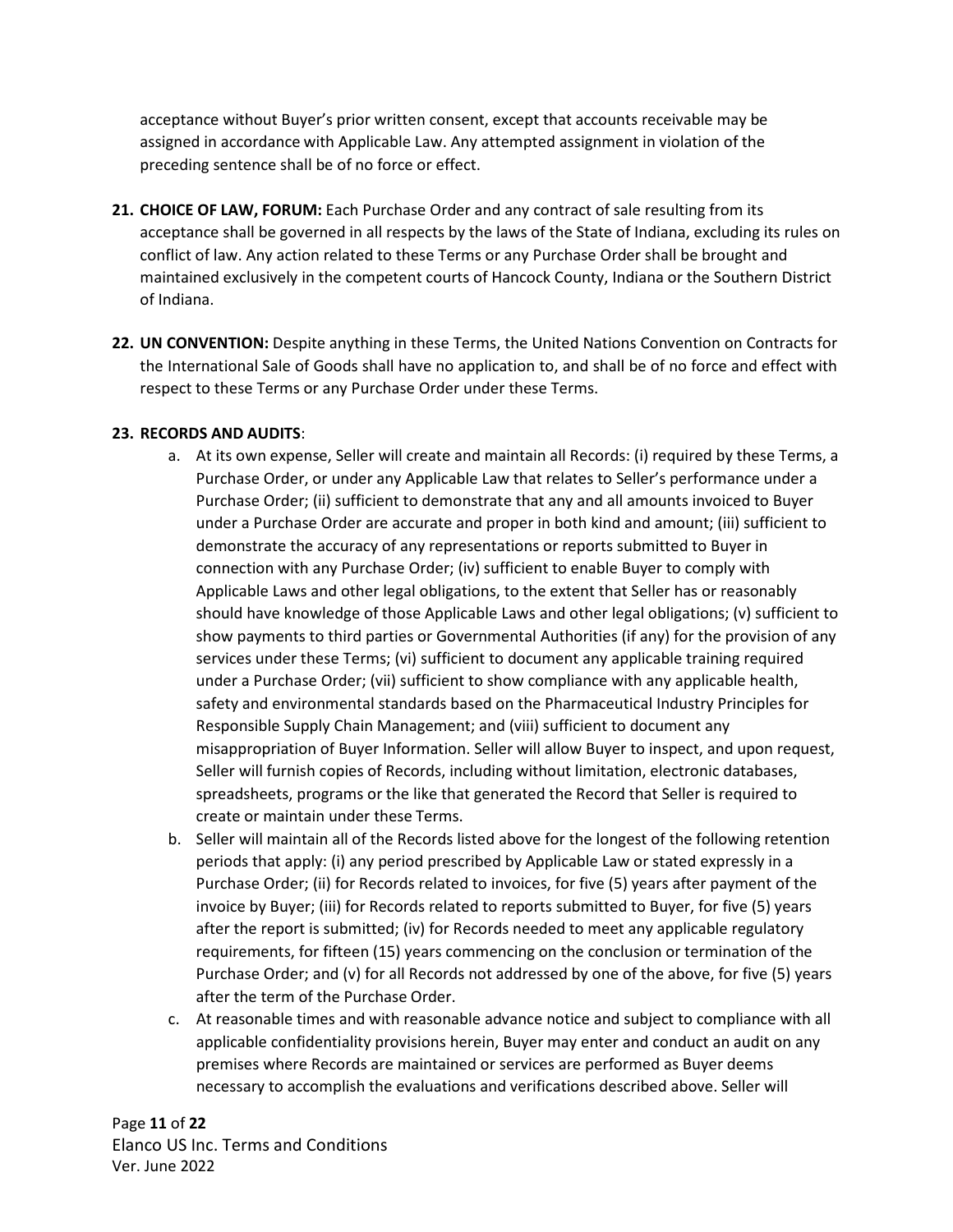acceptance without Buyer's prior written consent, except that accounts receivable may be assigned in accordance with Applicable Law. Any attempted assignment in violation of the preceding sentence shall be of no force or effect.

21. **CHOICE OF LAW, FORUM:** Each Purchase Order and any contract of sale resulting from its acceptance shall be governed in all respects by the laws of the State of Indiana, excluding its rules on conflict of law. Any action related to these Terms or any Purchase Order shall be brought and maintained exclusively in the competent courts of Hancock County, Indiana or the Southern District of Indiana.

22. **UN CONVENTION:** Despite anything in these Terms, the United Nations Convention on Contracts for the International Sale of Goods shall have no application to, and shall be of no force and effect with respect to these Terms or any Purchase Order under these Terms.

23. **RECORDS AND AUDITS**:
    a. At its own expense, Seller will create and maintain all Records: (i) required by these Terms, a Purchase Order, or under any Applicable Law that relates to Seller's performance under a Purchase Order; (ii) sufficient to demonstrate that any and all amounts invoiced to Buyer under a Purchase Order are accurate and proper in both kind and amount; (iii) sufficient to demonstrate the accuracy of any representations or reports submitted to Buyer in connection with any Purchase Order; (iv) sufficient to enable Buyer to comply with Applicable Laws and other legal obligations, to the extent that Seller has or reasonably should have knowledge of those Applicable Laws and other legal obligations; (v) sufficient to show payments to third parties or Governmental Authorities (if any) for the provision of any services under these Terms; (vi) sufficient to document any applicable training required under a Purchase Order; (vii) sufficient to show compliance with any applicable health, safety and environmental standards based on the Pharmaceutical Industry Principles for Responsible Supply Chain Management; and (viii) sufficient to document any misappropriation of Buyer Information. Seller will allow Buyer to inspect, and upon request, Seller will furnish copies of Records, including without limitation, electronic databases, spreadsheets, programs or the like that generated the Record that Seller is required to create or maintain under these Terms.
    b. Seller will maintain all of the Records listed above for the longest of the following retention periods that apply: (i) any period prescribed by Applicable Law or stated expressly in a Purchase Order; (ii) for Records related to invoices, for five (5) years after payment of the invoice by Buyer; (iii) for Records related to reports submitted to Buyer, for five (5) years after the report is submitted; (iv) for Records needed to meet any applicable regulatory requirements, for fifteen (15) years commencing on the conclusion or termination of the Purchase Order; and (v) for all Records not addressed by one of the above, for five (5) years after the term of the Purchase Order.
    c. At reasonable times and with reasonable advance notice and subject to compliance with all applicable confidentiality provisions herein, Buyer may enter and conduct an audit on any premises where Records are maintained or services are performed as Buyer deems necessary to accomplish the evaluations and verifications described above. Seller will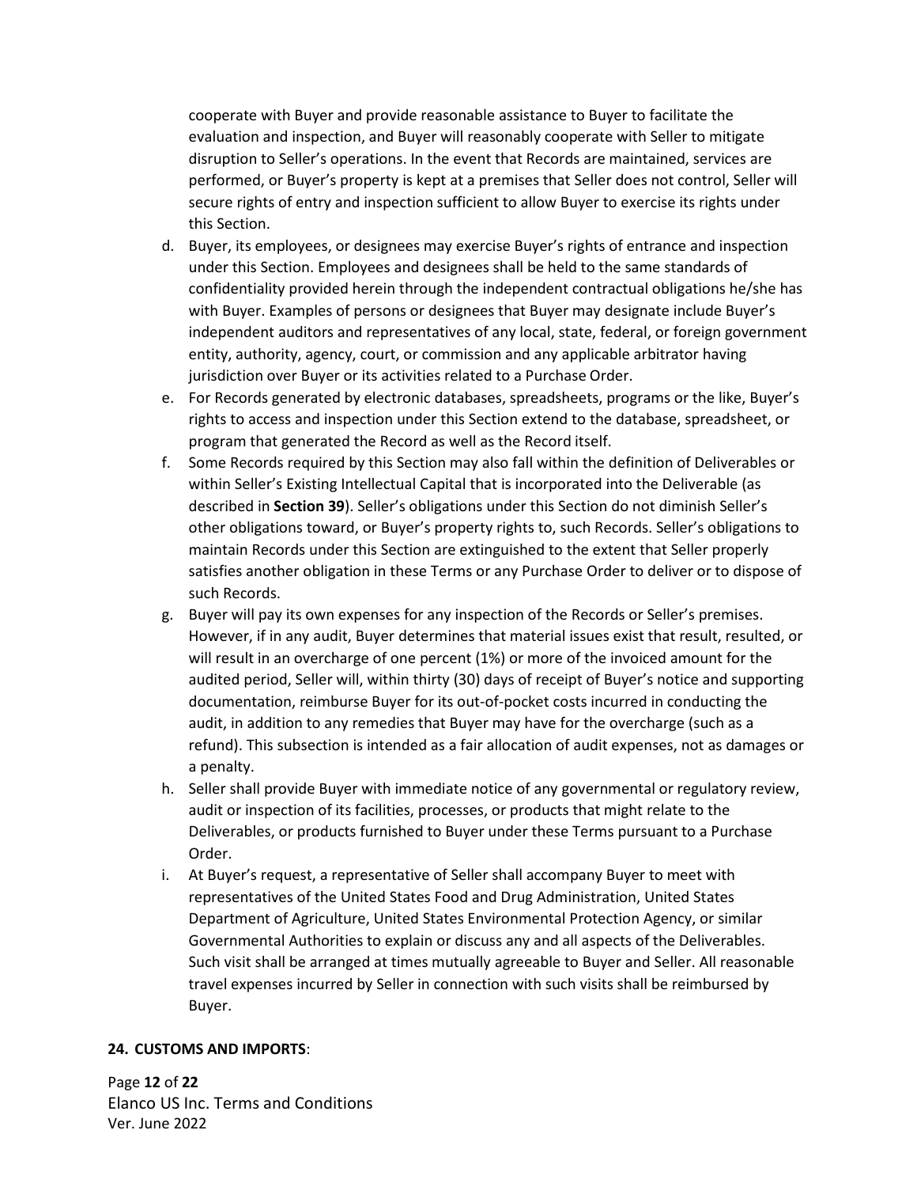cooperate with Buyer and provide reasonable assistance to Buyer to facilitate the evaluation and inspection, and Buyer will reasonably cooperate with Seller to mitigate disruption to Seller's operations. In the event that Records are maintained, services are performed, or Buyer's property is kept at a premises that Seller does not control, Seller will secure rights of entry and inspection sufficient to allow Buyer to exercise its rights under this Section.

d. Buyer, its employees, or designees may exercise Buyer's rights of entrance and inspection under this Section. Employees and designees shall be held to the same standards of confidentiality provided herein through the independent contractual obligations he/she has with Buyer. Examples of persons or designees that Buyer may designate include Buyer's independent auditors and representatives of any local, state, federal, or foreign government entity, authority, agency, court, or commission and any applicable arbitrator having jurisdiction over Buyer or its activities related to a Purchase Order.

e. For Records generated by electronic databases, spreadsheets, programs or the like, Buyer's rights to access and inspection under this Section extend to the database, spreadsheet, or program that generated the Record as well as the Record itself.

f. Some Records required by this Section may also fall within the definition of Deliverables or within Seller's Existing Intellectual Capital that is incorporated into the Deliverable (as described in **Section 39**). Seller's obligations under this Section do not diminish Seller's other obligations toward, or Buyer's property rights to, such Records. Seller's obligations to maintain Records under this Section are extinguished to the extent that Seller properly satisfies another obligation in these Terms or any Purchase Order to deliver or to dispose of such Records.

g. Buyer will pay its own expenses for any inspection of the Records or Seller's premises. However, if in any audit, Buyer determines that material issues exist that result, resulted, or will result in an overcharge of one percent (1%) or more of the invoiced amount for the audited period, Seller will, within thirty (30) days of receipt of Buyer's notice and supporting documentation, reimburse Buyer for its out-of-pocket costs incurred in conducting the audit, in addition to any remedies that Buyer may have for the overcharge (such as a refund). This subsection is intended as a fair allocation of audit expenses, not as damages or a penalty.

h. Seller shall provide Buyer with immediate notice of any governmental or regulatory review, audit or inspection of its facilities, processes, or products that might relate to the Deliverables, or products furnished to Buyer under these Terms pursuant to a Purchase Order.

i. At Buyer's request, a representative of Seller shall accompany Buyer to meet with representatives of the United States Food and Drug Administration, United States Department of Agriculture, United States Environmental Protection Agency, or similar Governmental Authorities to explain or discuss any and all aspects of the Deliverables. Such visit shall be arranged at times mutually agreeable to Buyer and Seller. All reasonable travel expenses incurred by Seller in connection with such visits shall be reimbursed by Buyer.

**24. CUSTOMS AND IMPORTS**: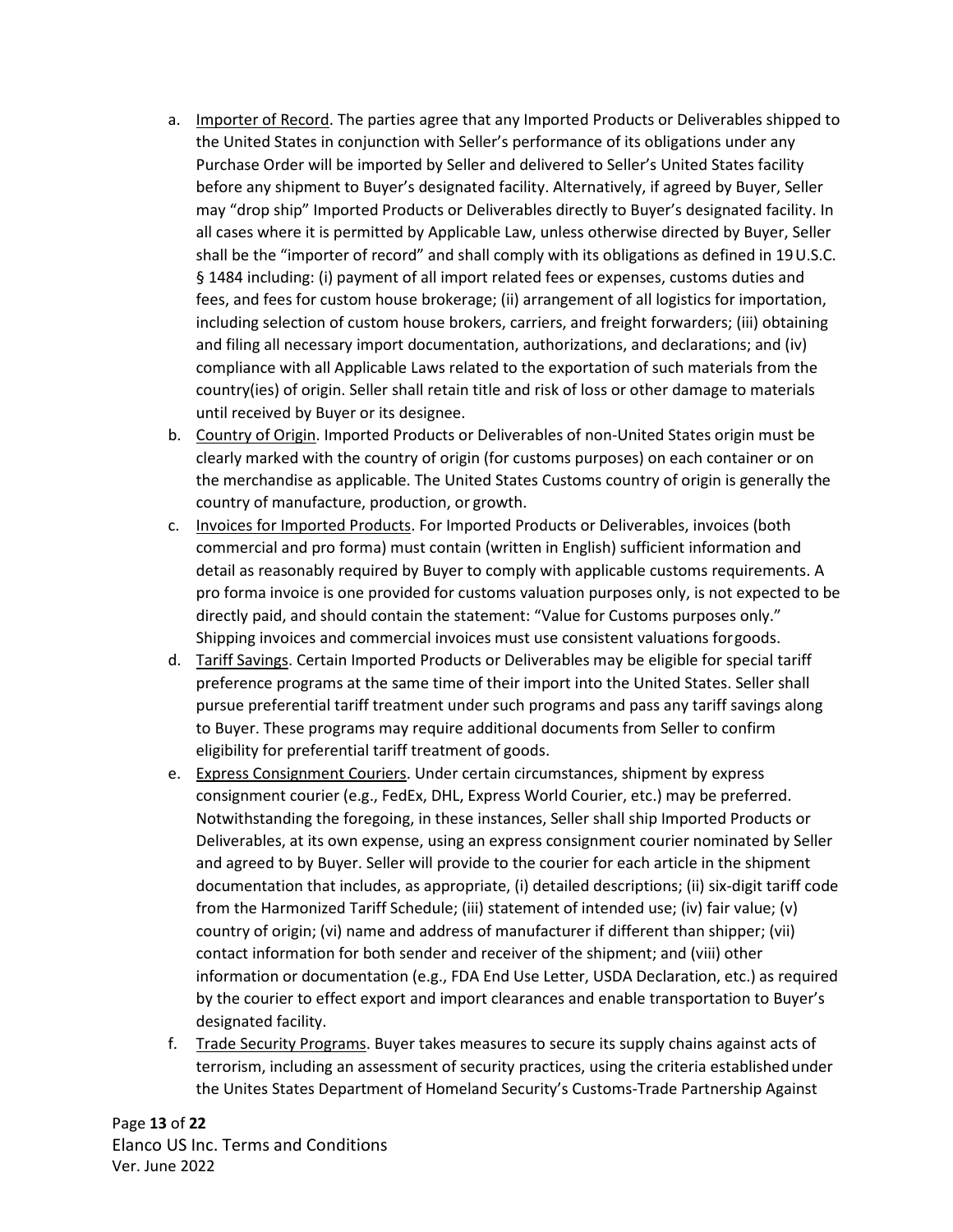a. Importer of Record. The parties agree that any Imported Products or Deliverables shipped to the United States in conjunction with Seller's performance of its obligations under any Purchase Order will be imported by Seller and delivered to Seller's United States facility before any shipment to Buyer's designated facility. Alternatively, if agreed by Buyer, Seller may "drop ship" Imported Products or Deliverables directly to Buyer's designated facility. In all cases where it is permitted by Applicable Law, unless otherwise directed by Buyer, Seller shall be the "importer of record" and shall comply with its obligations as defined in 19 U.S.C. § 1484 including: (i) payment of all import related fees or expenses, customs duties and fees, and fees for custom house brokerage; (ii) arrangement of all logistics for importation, including selection of custom house brokers, carriers, and freight forwarders; (iii) obtaining and filing all necessary import documentation, authorizations, and declarations; and (iv) compliance with all Applicable Laws related to the exportation of such materials from the country(ies) of origin. Seller shall retain title and risk of loss or other damage to materials until received by Buyer or its designee.

b. Country of Origin. Imported Products or Deliverables of non-United States origin must be clearly marked with the country of origin (for customs purposes) on each container or on the merchandise as applicable. The United States Customs country of origin is generally the country of manufacture, production, or growth.

c. Invoices for Imported Products. For Imported Products or Deliverables, invoices (both commercial and pro forma) must contain (written in English) sufficient information and detail as reasonably required by Buyer to comply with applicable customs requirements. A pro forma invoice is one provided for customs valuation purposes only, is not expected to be directly paid, and should contain the statement: "Value for Customs purposes only." Shipping invoices and commercial invoices must use consistent valuations for goods.

d. Tariff Savings. Certain Imported Products or Deliverables may be eligible for special tariff preference programs at the same time of their import into the United States. Seller shall pursue preferential tariff treatment under such programs and pass any tariff savings along to Buyer. These programs may require additional documents from Seller to confirm eligibility for preferential tariff treatment of goods.

e. Express Consignment Couriers. Under certain circumstances, shipment by express consignment courier (e.g., FedEx, DHL, Express World Courier, etc.) may be preferred. Notwithstanding the foregoing, in these instances, Seller shall ship Imported Products or Deliverables, at its own expense, using an express consignment courier nominated by Seller and agreed to by Buyer. Seller will provide to the courier for each article in the shipment documentation that includes, as appropriate, (i) detailed descriptions; (ii) six-digit tariff code from the Harmonized Tariff Schedule; (iii) statement of intended use; (iv) fair value; (v) country of origin; (vi) name and address of manufacturer if different than shipper; (vii) contact information for both sender and receiver of the shipment; and (viii) other information or documentation (e.g., FDA End Use Letter, USDA Declaration, etc.) as required by the courier to effect export and import clearances and enable transportation to Buyer's designated facility.

f. Trade Security Programs. Buyer takes measures to secure its supply chains against acts of terrorism, including an assessment of security practices, using the criteria established under the Unites States Department of Homeland Security's Customs-Trade Partnership Against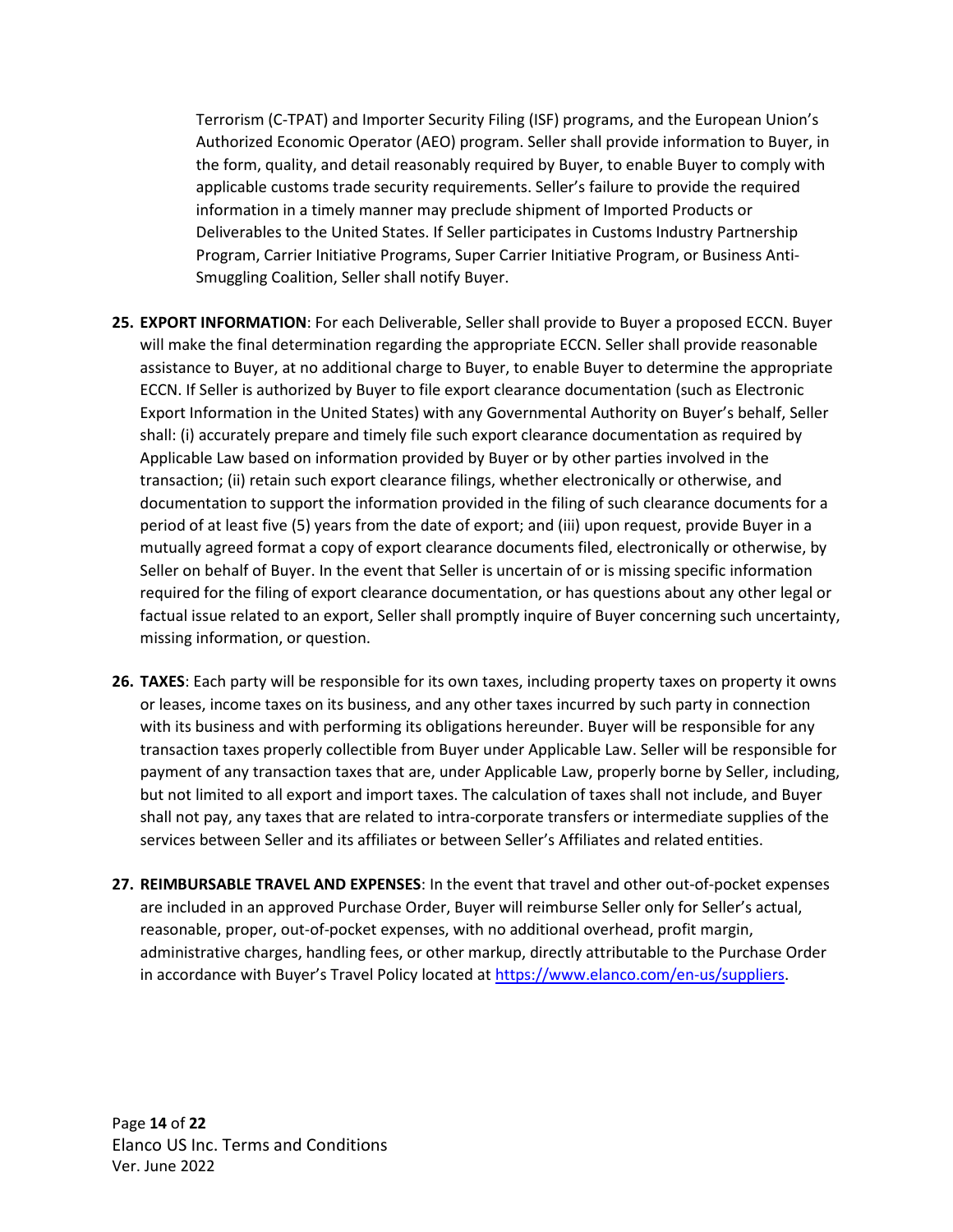Terrorism (C-TPAT) and Importer Security Filing (ISF) programs, and the European Union's Authorized Economic Operator (AEO) program. Seller shall provide information to Buyer, in the form, quality, and detail reasonably required by Buyer, to enable Buyer to comply with applicable customs trade security requirements. Seller's failure to provide the required information in a timely manner may preclude shipment of Imported Products or Deliverables to the United States. If Seller participates in Customs Industry Partnership Program, Carrier Initiative Programs, Super Carrier Initiative Program, or Business Anti-Smuggling Coalition, Seller shall notify Buyer.

25. **EXPORT INFORMATION**: For each Deliverable, Seller shall provide to Buyer a proposed ECCN. Buyer will make the final determination regarding the appropriate ECCN. Seller shall provide reasonable assistance to Buyer, at no additional charge to Buyer, to enable Buyer to determine the appropriate ECCN. If Seller is authorized by Buyer to file export clearance documentation (such as Electronic Export Information in the United States) with any Governmental Authority on Buyer's behalf, Seller shall: (i) accurately prepare and timely file such export clearance documentation as required by Applicable Law based on information provided by Buyer or by other parties involved in the transaction; (ii) retain such export clearance filings, whether electronically or otherwise, and documentation to support the information provided in the filing of such clearance documents for a period of at least five (5) years from the date of export; and (iii) upon request, provide Buyer in a mutually agreed format a copy of export clearance documents filed, electronically or otherwise, by Seller on behalf of Buyer. In the event that Seller is uncertain of or is missing specific information required for the filing of export clearance documentation, or has questions about any other legal or factual issue related to an export, Seller shall promptly inquire of Buyer concerning such uncertainty, missing information, or question.

26. **TAXES**: Each party will be responsible for its own taxes, including property taxes on property it owns or leases, income taxes on its business, and any other taxes incurred by such party in connection with its business and with performing its obligations hereunder. Buyer will be responsible for any transaction taxes properly collectible from Buyer under Applicable Law. Seller will be responsible for payment of any transaction taxes that are, under Applicable Law, properly borne by Seller, including, but not limited to all export and import taxes. The calculation of taxes shall not include, and Buyer shall not pay, any taxes that are related to intra-corporate transfers or intermediate supplies of the services between Seller and its affiliates or between Seller's Affiliates and related entities.

27. **REIMBURSABLE TRAVEL AND EXPENSES**: In the event that travel and other out-of-pocket expenses are included in an approved Purchase Order, Buyer will reimburse Seller only for Seller's actual, reasonable, proper, out-of-pocket expenses, with no additional overhead, profit margin, administrative charges, handling fees, or other markup, directly attributable to the Purchase Order in accordance with Buyer's Travel Policy located at [https://www.elanco.com/en-us/suppliers](https://www.elanco.com/en-us/suppliers).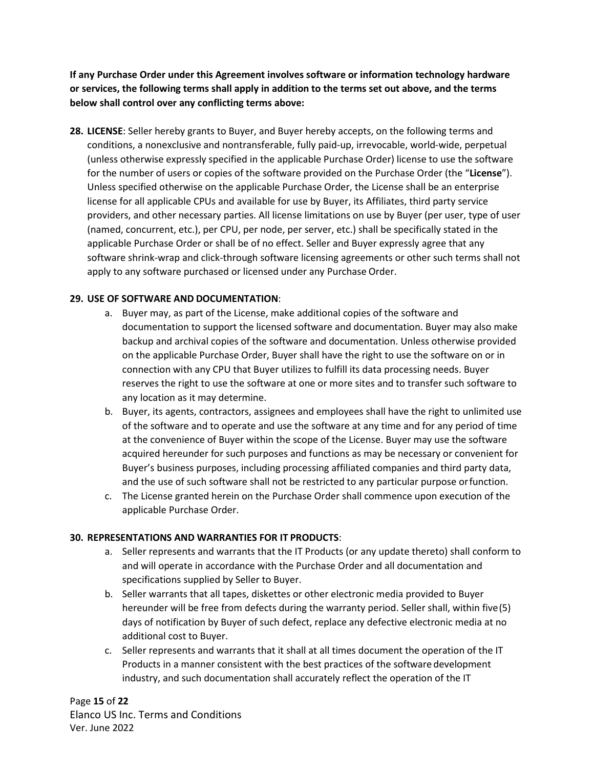**If any Purchase Order under this Agreement involves software or information technology hardware or services, the following terms shall apply in addition to the terms set out above, and the terms below shall control over any conflicting terms above:**

**28. LICENSE**: Seller hereby grants to Buyer, and Buyer hereby accepts, on the following terms and conditions, a nonexclusive and nontransferable, fully paid-up, irrevocable, world-wide, perpetual (unless otherwise expressly specified in the applicable Purchase Order) license to use the software for the number of users or copies of the software provided on the Purchase Order (the "**License**"). Unless specified otherwise on the applicable Purchase Order, the License shall be an enterprise license for all applicable CPUs and available for use by Buyer, its Affiliates, third party service providers, and other necessary parties. All license limitations on use by Buyer (per user, type of user (named, concurrent, etc.), per CPU, per node, per server, etc.) shall be specifically stated in the applicable Purchase Order or shall be of no effect. Seller and Buyer expressly agree that any software shrink-wrap and click-through software licensing agreements or other such terms shall not apply to any software purchased or licensed under any Purchase Order.

**29. USE OF SOFTWARE AND DOCUMENTATION**:

a. Buyer may, as part of the License, make additional copies of the software and documentation to support the licensed software and documentation. Buyer may also make backup and archival copies of the software and documentation. Unless otherwise provided on the applicable Purchase Order, Buyer shall have the right to use the software on or in connection with any CPU that Buyer utilizes to fulfill its data processing needs. Buyer reserves the right to use the software at one or more sites and to transfer such software to any location as it may determine.

b. Buyer, its agents, contractors, assignees and employees shall have the right to unlimited use of the software and to operate and use the software at any time and for any period of time at the convenience of Buyer within the scope of the License. Buyer may use the software acquired hereunder for such purposes and functions as may be necessary or convenient for Buyer's business purposes, including processing affiliated companies and third party data, and the use of such software shall not be restricted to any particular purpose or function.

c. The License granted herein on the Purchase Order shall commence upon execution of the applicable Purchase Order.

**30. REPRESENTATIONS AND WARRANTIES FOR IT PRODUCTS**:

a. Seller represents and warrants that the IT Products (or any update thereto) shall conform to and will operate in accordance with the Purchase Order and all documentation and specifications supplied by Seller to Buyer.

b. Seller warrants that all tapes, diskettes or other electronic media provided to Buyer hereunder will be free from defects during the warranty period. Seller shall, within five (5) days of notification by Buyer of such defect, replace any defective electronic media at no additional cost to Buyer.

c. Seller represents and warrants that it shall at all times document the operation of the IT Products in a manner consistent with the best practices of the software development industry, and such documentation shall accurately reflect the operation of the IT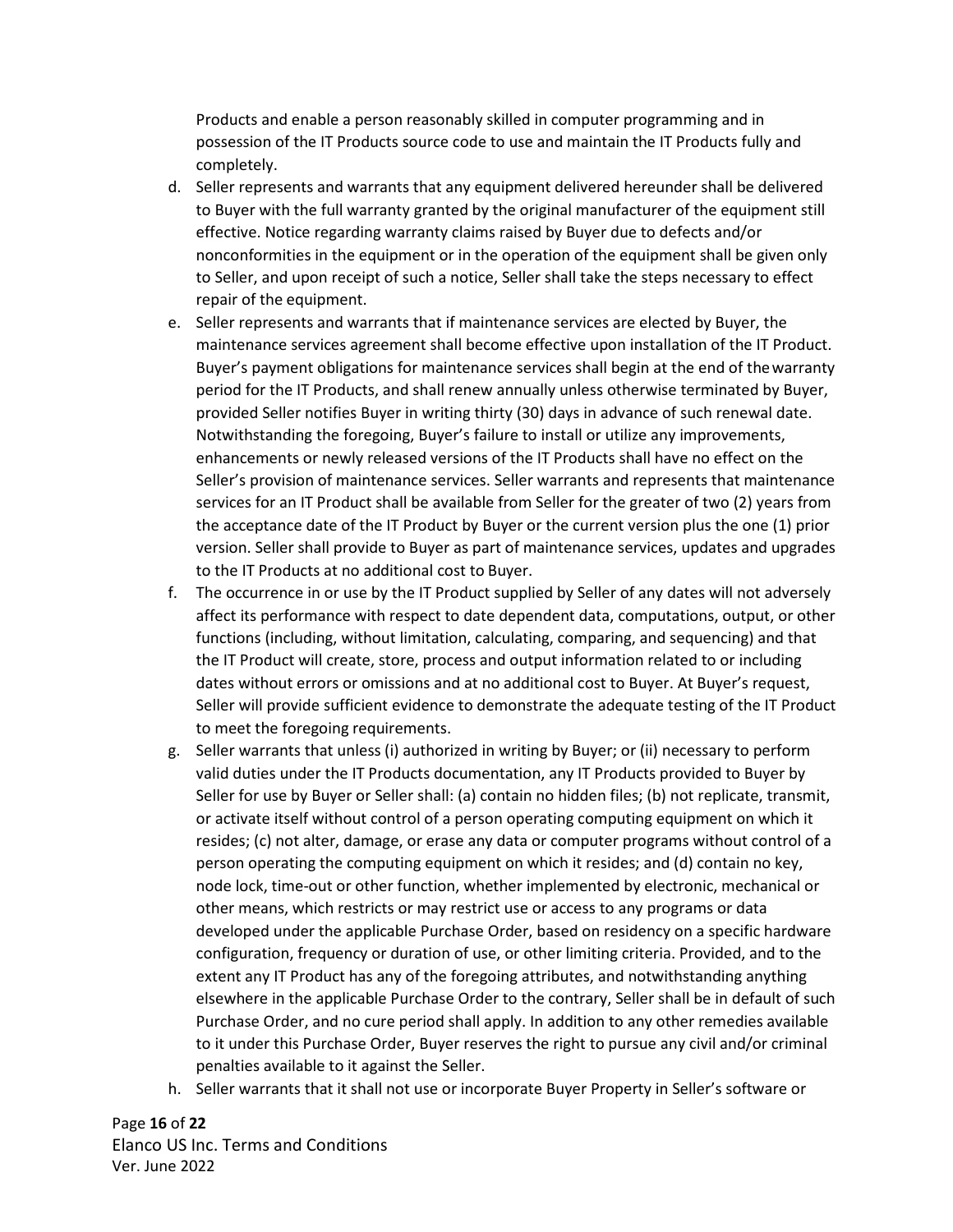Products and enable a person reasonably skilled in computer programming and in possession of the IT Products source code to use and maintain the IT Products fully and completely.

d. Seller represents and warrants that any equipment delivered hereunder shall be delivered to Buyer with the full warranty granted by the original manufacturer of the equipment still effective. Notice regarding warranty claims raised by Buyer due to defects and/or nonconformities in the equipment or in the operation of the equipment shall be given only to Seller, and upon receipt of such a notice, Seller shall take the steps necessary to effect repair of the equipment.

e. Seller represents and warrants that if maintenance services are elected by Buyer, the maintenance services agreement shall become effective upon installation of the IT Product. Buyer's payment obligations for maintenance services shall begin at the end of the warranty period for the IT Products, and shall renew annually unless otherwise terminated by Buyer, provided Seller notifies Buyer in writing thirty (30) days in advance of such renewal date. Notwithstanding the foregoing, Buyer's failure to install or utilize any improvements, enhancements or newly released versions of the IT Products shall have no effect on the Seller's provision of maintenance services. Seller warrants and represents that maintenance services for an IT Product shall be available from Seller for the greater of two (2) years from the acceptance date of the IT Product by Buyer or the current version plus the one (1) prior version. Seller shall provide to Buyer as part of maintenance services, updates and upgrades to the IT Products at no additional cost to Buyer.

f. The occurrence in or use by the IT Product supplied by Seller of any dates will not adversely affect its performance with respect to date dependent data, computations, output, or other functions (including, without limitation, calculating, comparing, and sequencing) and that the IT Product will create, store, process and output information related to or including dates without errors or omissions and at no additional cost to Buyer. At Buyer's request, Seller will provide sufficient evidence to demonstrate the adequate testing of the IT Product to meet the foregoing requirements.

g. Seller warrants that unless (i) authorized in writing by Buyer; or (ii) necessary to perform valid duties under the IT Products documentation, any IT Products provided to Buyer by Seller for use by Buyer or Seller shall: (a) contain no hidden files; (b) not replicate, transmit, or activate itself without control of a person operating computing equipment on which it resides; (c) not alter, damage, or erase any data or computer programs without control of a person operating the computing equipment on which it resides; and (d) contain no key, node lock, time-out or other function, whether implemented by electronic, mechanical or other means, which restricts or may restrict use or access to any programs or data developed under the applicable Purchase Order, based on residency on a specific hardware configuration, frequency or duration of use, or other limiting criteria. Provided, and to the extent any IT Product has any of the foregoing attributes, and notwithstanding anything elsewhere in the applicable Purchase Order to the contrary, Seller shall be in default of such Purchase Order, and no cure period shall apply. In addition to any other remedies available to it under this Purchase Order, Buyer reserves the right to pursue any civil and/or criminal penalties available to it against the Seller.

h. Seller warrants that it shall not use or incorporate Buyer Property in Seller's software or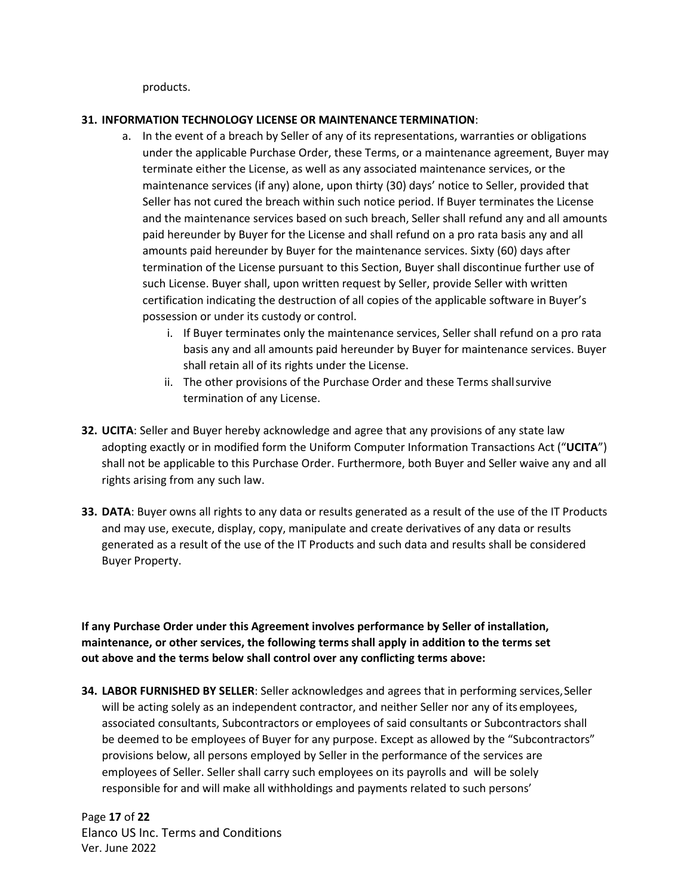products.

31. **INFORMATION TECHNOLOGY LICENSE OR MAINTENANCE TERMINATION**:
    a. In the event of a breach by Seller of any of its representations, warranties or obligations under the applicable Purchase Order, these Terms, or a maintenance agreement, Buyer may terminate either the License, as well as any associated maintenance services, or the maintenance services (if any) alone, upon thirty (30) days' notice to Seller, provided that Seller has not cured the breach within such notice period. If Buyer terminates the License and the maintenance services based on such breach, Seller shall refund any and all amounts paid hereunder by Buyer for the License and shall refund on a pro rata basis any and all amounts paid hereunder by Buyer for the maintenance services. Sixty (60) days after termination of the License pursuant to this Section, Buyer shall discontinue further use of such License. Buyer shall, upon written request by Seller, provide Seller with written certification indicating the destruction of all copies of the applicable software in Buyer's possession or under its custody or control.
        i. If Buyer terminates only the maintenance services, Seller shall refund on a pro rata basis any and all amounts paid hereunder by Buyer for maintenance services. Buyer shall retain all of its rights under the License.
        ii. The other provisions of the Purchase Order and these Terms shall survive termination of any License.

32. **UCITA**: Seller and Buyer hereby acknowledge and agree that any provisions of any state law adopting exactly or in modified form the Uniform Computer Information Transactions Act ("**UCITA**") shall not be applicable to this Purchase Order. Furthermore, both Buyer and Seller waive any and all rights arising from any such law.

33. **DATA**: Buyer owns all rights to any data or results generated as a result of the use of the IT Products and may use, execute, display, copy, manipulate and create derivatives of any data or results generated as a result of the use of the IT Products and such data and results shall be considered Buyer Property.

**If any Purchase Order under this Agreement involves performance by Seller of installation, maintenance, or other services, the following terms shall apply in addition to the terms set out above and the terms below shall control over any conflicting terms above:**

34. **LABOR FURNISHED BY SELLER**: Seller acknowledges and agrees that in performing services, Seller will be acting solely as an independent contractor, and neither Seller nor any of its employees, associated consultants, Subcontractors or employees of said consultants or Subcontractors shall be deemed to be employees of Buyer for any purpose. Except as allowed by the "Subcontractors" provisions below, all persons employed by Seller in the performance of the services are employees of Seller. Seller shall carry such employees on its payrolls and will be solely responsible for and will make all withholdings and payments related to such persons'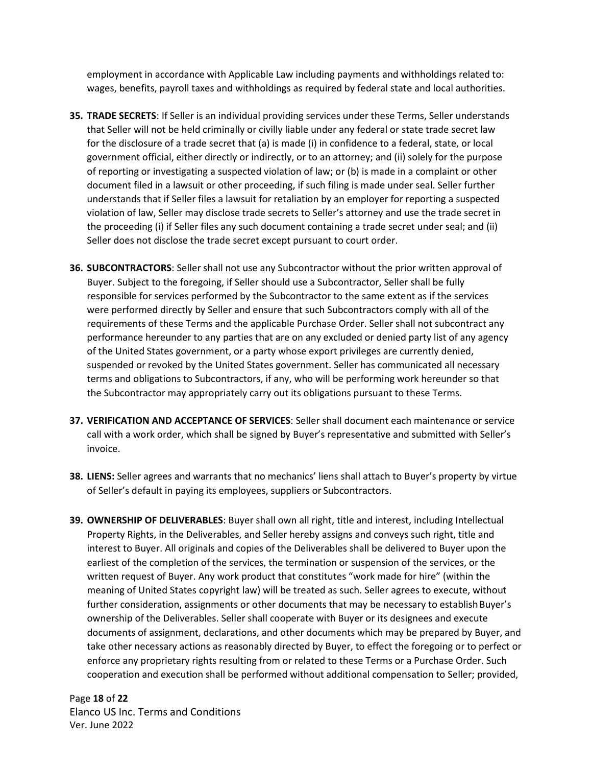employment in accordance with Applicable Law including payments and withholdings related to: wages, benefits, payroll taxes and withholdings as required by federal state and local authorities.

35. **TRADE SECRETS**: If Seller is an individual providing services under these Terms, Seller understands that Seller will not be held criminally or civilly liable under any federal or state trade secret law for the disclosure of a trade secret that (a) is made (i) in confidence to a federal, state, or local government official, either directly or indirectly, or to an attorney; and (ii) solely for the purpose of reporting or investigating a suspected violation of law; or (b) is made in a complaint or other document filed in a lawsuit or other proceeding, if such filing is made under seal. Seller further understands that if Seller files a lawsuit for retaliation by an employer for reporting a suspected violation of law, Seller may disclose trade secrets to Seller's attorney and use the trade secret in the proceeding (i) if Seller files any such document containing a trade secret under seal; and (ii) Seller does not disclose the trade secret except pursuant to court order.

36. **SUBCONTRACTORS**: Seller shall not use any Subcontractor without the prior written approval of Buyer. Subject to the foregoing, if Seller should use a Subcontractor, Seller shall be fully responsible for services performed by the Subcontractor to the same extent as if the services were performed directly by Seller and ensure that such Subcontractors comply with all of the requirements of these Terms and the applicable Purchase Order. Seller shall not subcontract any performance hereunder to any parties that are on any excluded or denied party list of any agency of the United States government, or a party whose export privileges are currently denied, suspended or revoked by the United States government. Seller has communicated all necessary terms and obligations to Subcontractors, if any, who will be performing work hereunder so that the Subcontractor may appropriately carry out its obligations pursuant to these Terms.

37. **VERIFICATION AND ACCEPTANCE OF SERVICES**: Seller shall document each maintenance or service call with a work order, which shall be signed by Buyer's representative and submitted with Seller's invoice.

38. **LIENS:** Seller agrees and warrants that no mechanics' liens shall attach to Buyer's property by virtue of Seller's default in paying its employees, suppliers or Subcontractors.

39. **OWNERSHIP OF DELIVERABLES**: Buyer shall own all right, title and interest, including Intellectual Property Rights, in the Deliverables, and Seller hereby assigns and conveys such right, title and interest to Buyer. All originals and copies of the Deliverables shall be delivered to Buyer upon the earliest of the completion of the services, the termination or suspension of the services, or the written request of Buyer. Any work product that constitutes "work made for hire" (within the meaning of United States copyright law) will be treated as such. Seller agrees to execute, without further consideration, assignments or other documents that may be necessary to establish Buyer's ownership of the Deliverables. Seller shall cooperate with Buyer or its designees and execute documents of assignment, declarations, and other documents which may be prepared by Buyer, and take other necessary actions as reasonably directed by Buyer, to effect the foregoing or to perfect or enforce any proprietary rights resulting from or related to these Terms or a Purchase Order. Such cooperation and execution shall be performed without additional compensation to Seller; provided,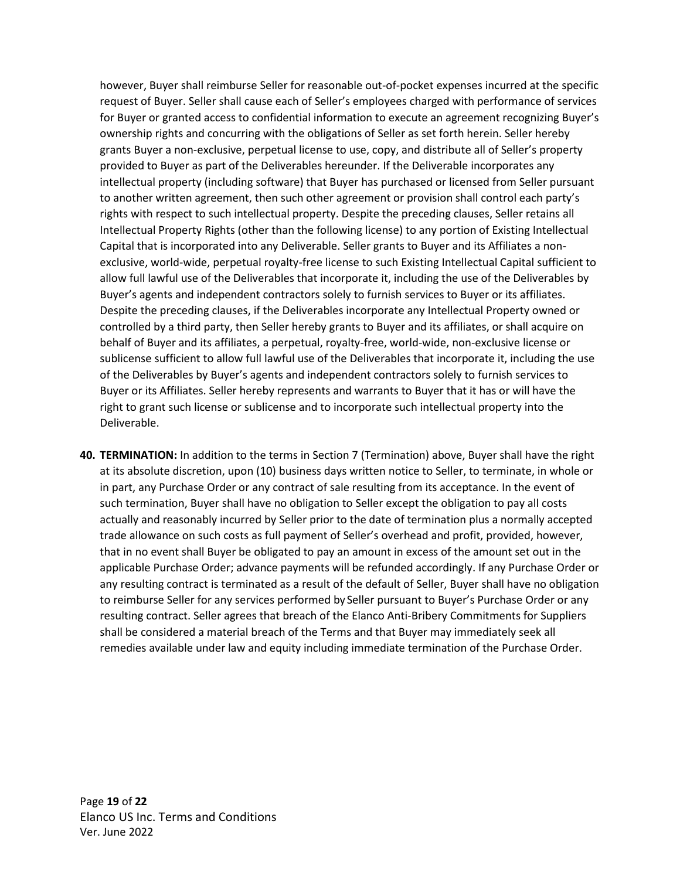however, Buyer shall reimburse Seller for reasonable out-of-pocket expenses incurred at the specific request of Buyer. Seller shall cause each of Seller's employees charged with performance of services for Buyer or granted access to confidential information to execute an agreement recognizing Buyer's ownership rights and concurring with the obligations of Seller as set forth herein. Seller hereby grants Buyer a non-exclusive, perpetual license to use, copy, and distribute all of Seller's property provided to Buyer as part of the Deliverables hereunder. If the Deliverable incorporates any intellectual property (including software) that Buyer has purchased or licensed from Seller pursuant to another written agreement, then such other agreement or provision shall control each party's rights with respect to such intellectual property. Despite the preceding clauses, Seller retains all Intellectual Property Rights (other than the following license) to any portion of Existing Intellectual Capital that is incorporated into any Deliverable. Seller grants to Buyer and its Affiliates a non-exclusive, world-wide, perpetual royalty-free license to such Existing Intellectual Capital sufficient to allow full lawful use of the Deliverables that incorporate it, including the use of the Deliverables by Buyer's agents and independent contractors solely to furnish services to Buyer or its affiliates. Despite the preceding clauses, if the Deliverables incorporate any Intellectual Property owned or controlled by a third party, then Seller hereby grants to Buyer and its affiliates, or shall acquire on behalf of Buyer and its affiliates, a perpetual, royalty-free, world-wide, non-exclusive license or sublicense sufficient to allow full lawful use of the Deliverables that incorporate it, including the use of the Deliverables by Buyer's agents and independent contractors solely to furnish services to Buyer or its Affiliates. Seller hereby represents and warrants to Buyer that it has or will have the right to grant such license or sublicense and to incorporate such intellectual property into the Deliverable.

**40. TERMINATION:** In addition to the terms in Section 7 (Termination) above, Buyer shall have the right at its absolute discretion, upon (10) business days written notice to Seller, to terminate, in whole or in part, any Purchase Order or any contract of sale resulting from its acceptance. In the event of such termination, Buyer shall have no obligation to Seller except the obligation to pay all costs actually and reasonably incurred by Seller prior to the date of termination plus a normally accepted trade allowance on such costs as full payment of Seller's overhead and profit, provided, however, that in no event shall Buyer be obligated to pay an amount in excess of the amount set out in the applicable Purchase Order; advance payments will be refunded accordingly. If any Purchase Order or any resulting contract is terminated as a result of the default of Seller, Buyer shall have no obligation to reimburse Seller for any services performed by Seller pursuant to Buyer's Purchase Order or any resulting contract. Seller agrees that breach of the Elanco Anti-Bribery Commitments for Suppliers shall be considered a material breach of the Terms and that Buyer may immediately seek all remedies available under law and equity including immediate termination of the Purchase Order.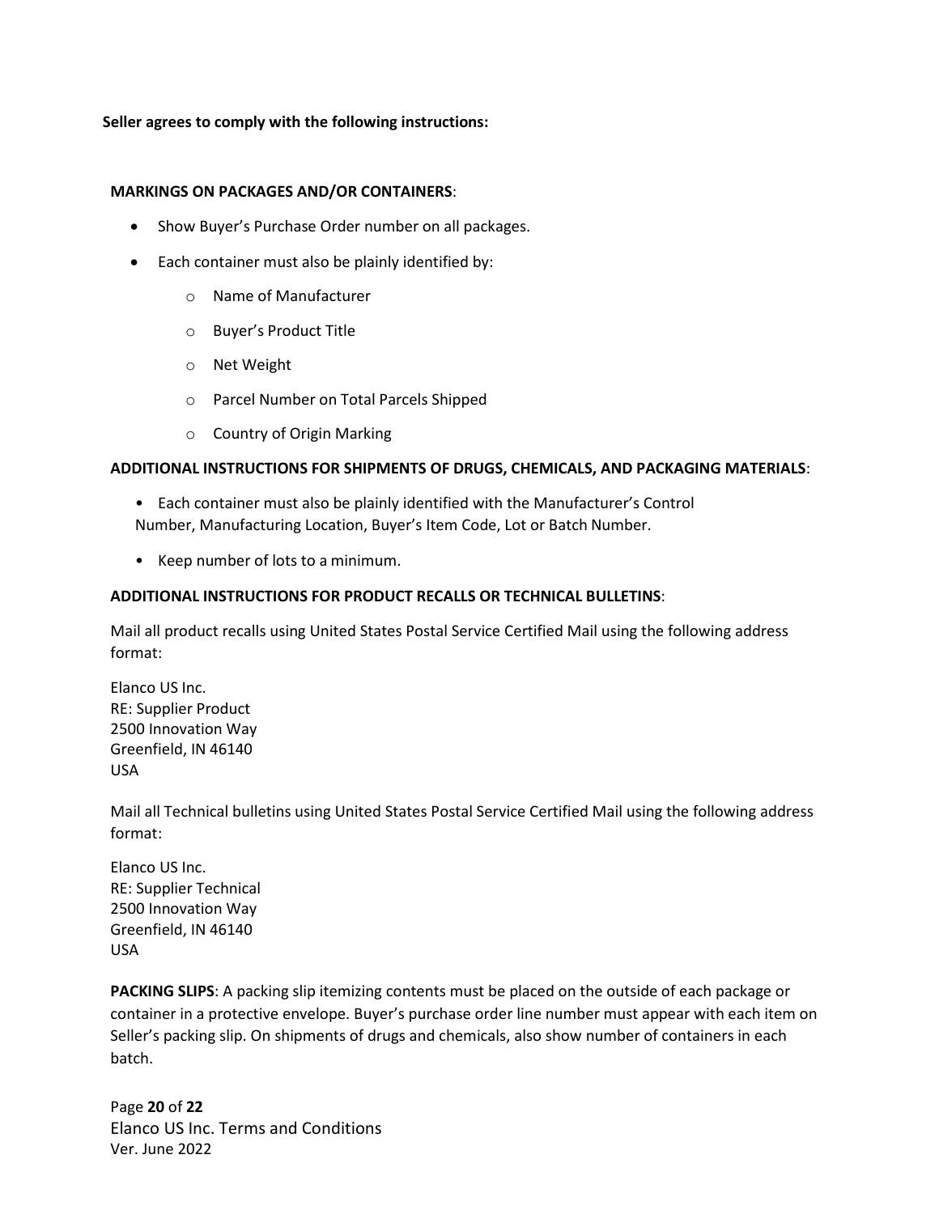**Seller agrees to comply with the following instructions:**

**MARKINGS ON PACKAGES AND/OR CONTAINERS**:

- Show Buyer's Purchase Order number on all packages.
- Each container must also be plainly identified by:
  - Name of Manufacturer
  - Buyer's Product Title
  - Net Weight
  - Parcel Number on Total Parcels Shipped
  - Country of Origin Marking

**ADDITIONAL INSTRUCTIONS FOR SHIPMENTS OF DRUGS, CHEMICALS, AND PACKAGING MATERIALS**:

- Each container must also be plainly identified with the Manufacturer's Control Number, Manufacturing Location, Buyer's Item Code, Lot or Batch Number.
- Keep number of lots to a minimum.

**ADDITIONAL INSTRUCTIONS FOR PRODUCT RECALLS OR TECHNICAL BULLETINS**:

Mail all product recalls using United States Postal Service Certified Mail using the following address format:

Elanco US Inc.
RE: Supplier Product
2500 Innovation Way
Greenfield, IN 46140
USA

Mail all Technical bulletins using United States Postal Service Certified Mail using the following address format:

Elanco US Inc.
RE: Supplier Technical
2500 Innovation Way
Greenfield, IN 46140
USA

**PACKING SLIPS**: A packing slip itemizing contents must be placed on the outside of each package or container in a protective envelope. Buyer's purchase order line number must appear with each item on Seller's packing slip. On shipments of drugs and chemicals, also show number of containers in each batch.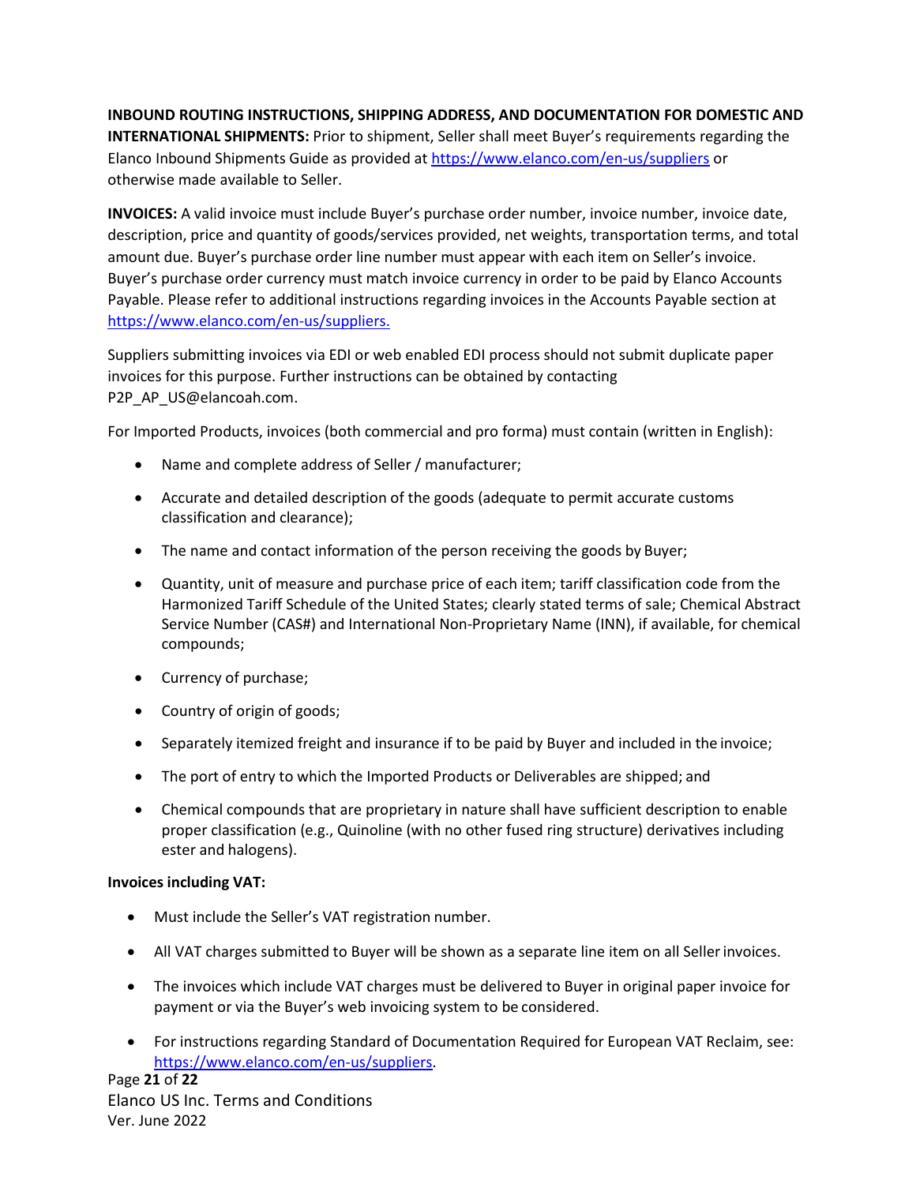**INBOUND ROUTING INSTRUCTIONS, SHIPPING ADDRESS, AND DOCUMENTATION FOR DOMESTIC AND INTERNATIONAL SHIPMENTS:** Prior to shipment, Seller shall meet Buyer's requirements regarding the Elanco Inbound Shipments Guide as provided at https://www.elanco.com/en-us/suppliers or otherwise made available to Seller.

**INVOICES:** A valid invoice must include Buyer's purchase order number, invoice number, invoice date, description, price and quantity of goods/services provided, net weights, transportation terms, and total amount due. Buyer's purchase order line number must appear with each item on Seller's invoice. Buyer's purchase order currency must match invoice currency in order to be paid by Elanco Accounts Payable. Please refer to additional instructions regarding invoices in the Accounts Payable section at https://www.elanco.com/en-us/suppliers.

Suppliers submitting invoices via EDI or web enabled EDI process should not submit duplicate paper invoices for this purpose. Further instructions can be obtained by contacting P2P_AP_US@elancoah.com.

For Imported Products, invoices (both commercial and pro forma) must contain (written in English):

- Name and complete address of Seller / manufacturer;
- Accurate and detailed description of the goods (adequate to permit accurate customs classification and clearance);
- The name and contact information of the person receiving the goods by Buyer;
- Quantity, unit of measure and purchase price of each item; tariff classification code from the Harmonized Tariff Schedule of the United States; clearly stated terms of sale; Chemical Abstract Service Number (CAS#) and International Non-Proprietary Name (INN), if available, for chemical compounds;
- Currency of purchase;
- Country of origin of goods;
- Separately itemized freight and insurance if to be paid by Buyer and included in the invoice;
- The port of entry to which the Imported Products or Deliverables are shipped; and
- Chemical compounds that are proprietary in nature shall have sufficient description to enable proper classification (e.g., Quinoline (with no other fused ring structure) derivatives including ester and halogens).

**Invoices including VAT:**

- Must include the Seller's VAT registration number.
- All VAT charges submitted to Buyer will be shown as a separate line item on all Seller invoices.
- The invoices which include VAT charges must be delivered to Buyer in original paper invoice for payment or via the Buyer's web invoicing system to be considered.
- For instructions regarding Standard of Documentation Required for European VAT Reclaim, see: https://www.elanco.com/en-us/suppliers.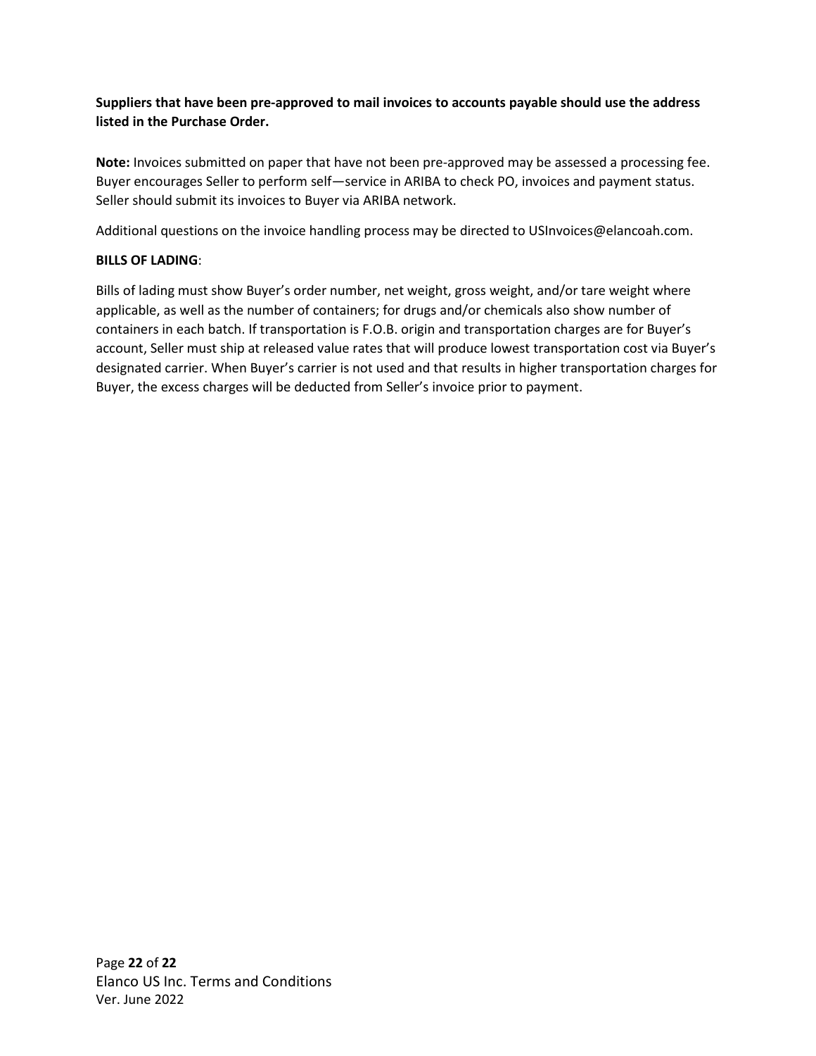**Suppliers that have been pre-approved to mail invoices to accounts payable should use the address listed in the Purchase Order.**

**Note:** Invoices submitted on paper that have not been pre-approved may be assessed a processing fee. Buyer encourages Seller to perform self—service in ARIBA to check PO, invoices and payment status. Seller should submit its invoices to Buyer via ARIBA network.

Additional questions on the invoice handling process may be directed to USInvoices@elancoah.com.

**BILLS OF LADING**:

Bills of lading must show Buyer's order number, net weight, gross weight, and/or tare weight where applicable, as well as the number of containers; for drugs and/or chemicals also show number of containers in each batch. If transportation is F.O.B. origin and transportation charges are for Buyer's account, Seller must ship at released value rates that will produce lowest transportation cost via Buyer's designated carrier. When Buyer's carrier is not used and that results in higher transportation charges for Buyer, the excess charges will be deducted from Seller's invoice prior to payment.